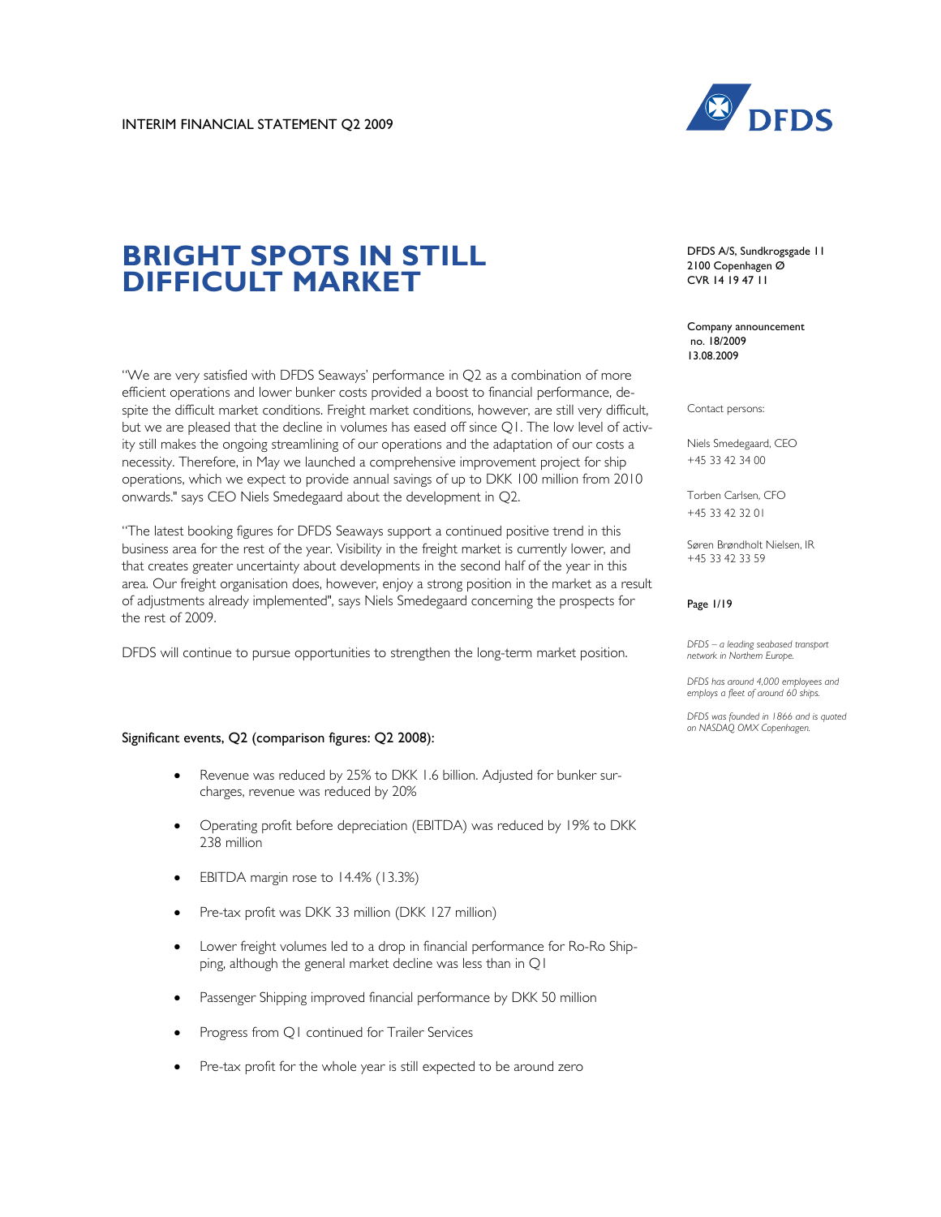INTERIM FINANCIAL STATEMENT Q2 2009

# BRIGHT SPOTS IN STILL DIFFICULT MARKET

DFDS A/S, Sundkrogsgade 11
2100 Copenhagen Ø
CVR 14 19 47 11

Company announcement no. 18/2009
13.08.2009

Contact persons:

Niels Smedegaard, CEO
+45 33 42 34 00

Torben Carlsen, CFO
+45 33 42 32 01

Søren Brøndholt Nielsen, IR
+45 33 42 33 59

*DFDS – a leading seabased transport network in Northern Europe.*

*DFDS has around 4,000 employees and employs a fleet of around 60 ships.*

*DFDS was founded in 1866 and is quoted on NASDAQ OMX Copenhagen.*

"We are very satisfied with DFDS Seaways' performance in Q2 as a combination of more efficient operations and lower bunker costs provided a boost to financial performance, despite the difficult market conditions. Freight market conditions, however, are still very difficult, but we are pleased that the decline in volumes has eased off since Q1. The low level of activity still makes the ongoing streamlining of our operations and the adaptation of our costs a necessity. Therefore, in May we launched a comprehensive improvement project for ship operations, which we expect to provide annual savings of up to DKK 100 million from 2010 onwards." says CEO Niels Smedegaard about the development in Q2.

"The latest booking figures for DFDS Seaways support a continued positive trend in this business area for the rest of the year. Visibility in the freight market is currently lower, and that creates greater uncertainty about developments in the second half of the year in this area. Our freight organisation does, however, enjoy a strong position in the market as a result of adjustments already implemented", says Niels Smedegaard concerning the prospects for the rest of 2009.

DFDS will continue to pursue opportunities to strengthen the long-term market position.

Significant events, Q2 (comparison figures: Q2 2008):

- Revenue was reduced by 25% to DKK 1.6 billion. Adjusted for bunker surcharges, revenue was reduced by 20%
- Operating profit before depreciation (EBITDA) was reduced by 19% to DKK 238 million
- EBITDA margin rose to 14.4% (13.3%)
- Pre-tax profit was DKK 33 million (DKK 127 million)
- Lower freight volumes led to a drop in financial performance for Ro-Ro Shipping, although the general market decline was less than in Q1
- Passenger Shipping improved financial performance by DKK 50 million
- Progress from Q1 continued for Trailer Services
- Pre-tax profit for the whole year is still expected to be around zero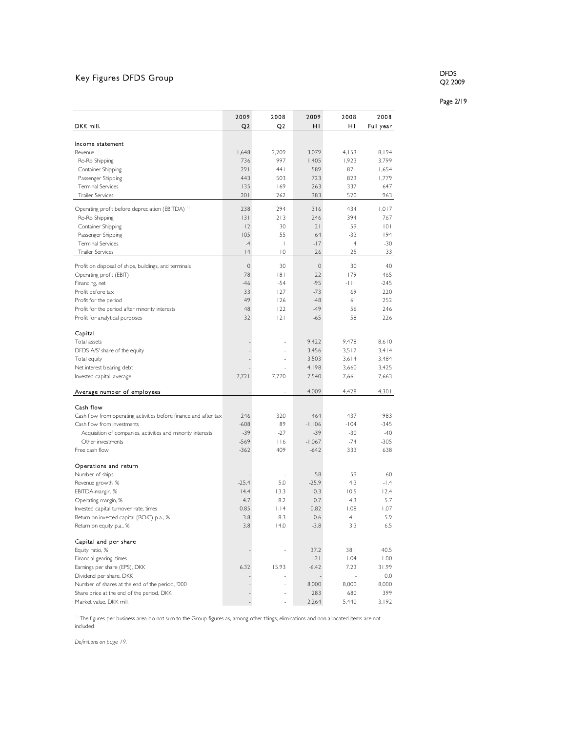# Key Figures DFDS Group

| DKK mill. | 2009 Q2 | 2008 Q2 | 2009 H1 | 2008 H1 | 2008 Full year |
|---|---|---|---|---|---|
| **Income statement** | | | | | |
| Revenue [1] | 1,648 | 2,209 | 3,079 | 4,153 | 8,194 |
| Ro-Ro Shipping | 736 | 997 | 1,405 | 1,923 | 3,799 |
| Container Shipping | 291 | 441 | 589 | 871 | 1,654 |
| Passenger Shipping | 443 | 503 | 723 | 823 | 1,779 |
| Terminal Services | 135 | 169 | 263 | 337 | 647 |
| Trailer Services | 201 | 262 | 383 | 520 | 963 |
| Operating profit before depreciation (EBITDA) [1] | 238 | 294 | 316 | 434 | 1,017 |
| Ro-Ro Shipping | 131 | 213 | 246 | 394 | 767 |
| Container Shipping | 12 | 30 | 21 | 59 | 101 |
| Passenger Shipping | 105 | 55 | 64 | -33 | 194 |
| Terminal Services | -4 | 1 | -17 | 4 | -30 |
| Trailer Services | 14 | 10 | 26 | 25 | 33 |
| Profit on disposal of ships, buildings, and terminals | 0 | 30 | 0 | 30 | 40 |
| Operating profit (EBIT) | 78 | 181 | 22 | 179 | 465 |
| Financing, net | -46 | -54 | -95 | -111 | -245 |
| Profit before tax | 33 | 127 | -73 | 69 | 220 |
| Profit for the period | 49 | 126 | -48 | 61 | 252 |
| Profit for the period after minority interests | 48 | 122 | -49 | 56 | 246 |
| Profit for analytical purposes | 32 | 121 | -65 | 58 | 226 |
| **Capital** | | | | | |
| Total assets | - | - | 9,422 | 9,478 | 8,610 |
| DFDS A/S' share of the equity | - | - | 3,456 | 3,517 | 3,414 |
| Total equity | - | - | 3,503 | 3,614 | 3,484 |
| Net interest bearing debt | - | - | 4,198 | 3,660 | 3,425 |
| Invested capital, average | 7,721 | 7,770 | 7,540 | 7,661 | 7,663 |
| **Average number of employees** | - | - | 4,009 | 4,428 | 4,301 |
| **Cash flow** | | | | | |
| Cash flow from operating activities before finance and after tax | 246 | 320 | 464 | 437 | 983 |
| Cash flow from investments | -608 | 89 | -1,106 | -104 | -345 |
| Acquisition of companies, activities and minority interests | -39 | -27 | -39 | -30 | -40 |
| Other investments | -569 | 116 | -1,067 | -74 | -305 |
| Free cash flow | -362 | 409 | -642 | 333 | 638 |
| **Operations and return** | | | | | |
| Number of ships | - | - | 58 | 59 | 60 |
| Revenue growth, % | -25.4 | 5.0 | -25.9 | 4.3 | -1.4 |
| EBITDA-margin, % | 14.4 | 13.3 | 10.3 | 10.5 | 12.4 |
| Operating margin, % | 4.7 | 8.2 | 0.7 | 4.3 | 5.7 |
| Invested capital turnover rate, times | 0.85 | 1.14 | 0.82 | 1.08 | 1.07 |
| Return on invested capital (ROIC) p.a., % | 3.8 | 8.3 | 0.6 | 4.1 | 5.9 |
| Return on equity p.a., % | 3.8 | 14.0 | -3.8 | 3.3 | 6.5 |
| **Capital and per share** | | | | | |
| Equity ratio, % | - | - | 37.2 | 38.1 | 40.5 |
| Financial gearing, times | - | - | 1.21 | 1.04 | 1.00 |
| Earnings per share (EPS), DKK | 6.32 | 15.93 | -6.42 | 7.23 | 31.99 |
| Dividend per share, DKK | - | - | - | - | 0.0 |
| Number of shares at the end of the period, '000 | - | - | 8,000 | 8,000 | 8,000 |
| Share price at the end of the period, DKK | - | - | 283 | 680 | 399 |
| Market value, DKK mill. | - | - | 2,264 | 5,440 | 3,192 |

[1] The figures per business area do not sum to the Group figures as, among other things, eliminations and non-allocated items are not included.

*Definitions on page 19.*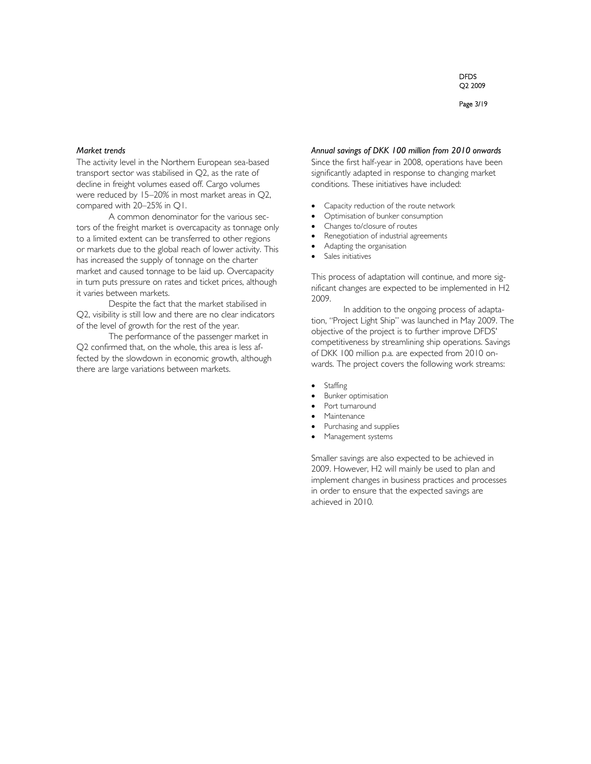*Market trends*

The activity level in the Northern European sea-based transport sector was stabilised in Q2, as the rate of decline in freight volumes eased off. Cargo volumes were reduced by 15–20% in most market areas in Q2, compared with 20–25% in Q1.

A common denominator for the various sectors of the freight market is overcapacity as tonnage only to a limited extent can be transferred to other regions or markets due to the global reach of lower activity. This has increased the supply of tonnage on the charter market and caused tonnage to be laid up. Overcapacity in turn puts pressure on rates and ticket prices, although it varies between markets.

Despite the fact that the market stabilised in Q2, visibility is still low and there are no clear indicators of the level of growth for the rest of the year.

The performance of the passenger market in Q2 confirmed that, on the whole, this area is less affected by the slowdown in economic growth, although there are large variations between markets.

*Annual savings of DKK 100 million from 2010 onwards*

Since the first half-year in 2008, operations have been significantly adapted in response to changing market conditions. These initiatives have included:

- Capacity reduction of the route network
- Optimisation of bunker consumption
- Changes to/closure of routes
- Renegotiation of industrial agreements
- Adapting the organisation
- Sales initiatives

This process of adaptation will continue, and more significant changes are expected to be implemented in H2 2009.

In addition to the ongoing process of adaptation, "Project Light Ship" was launched in May 2009. The objective of the project is to further improve DFDS' competitiveness by streamlining ship operations. Savings of DKK 100 million p.a. are expected from 2010 onwards. The project covers the following work streams:

- Staffing
- Bunker optimisation
- Port turnaround
- Maintenance
- Purchasing and supplies
- Management systems

Smaller savings are also expected to be achieved in 2009. However, H2 will mainly be used to plan and implement changes in business practices and processes in order to ensure that the expected savings are achieved in 2010.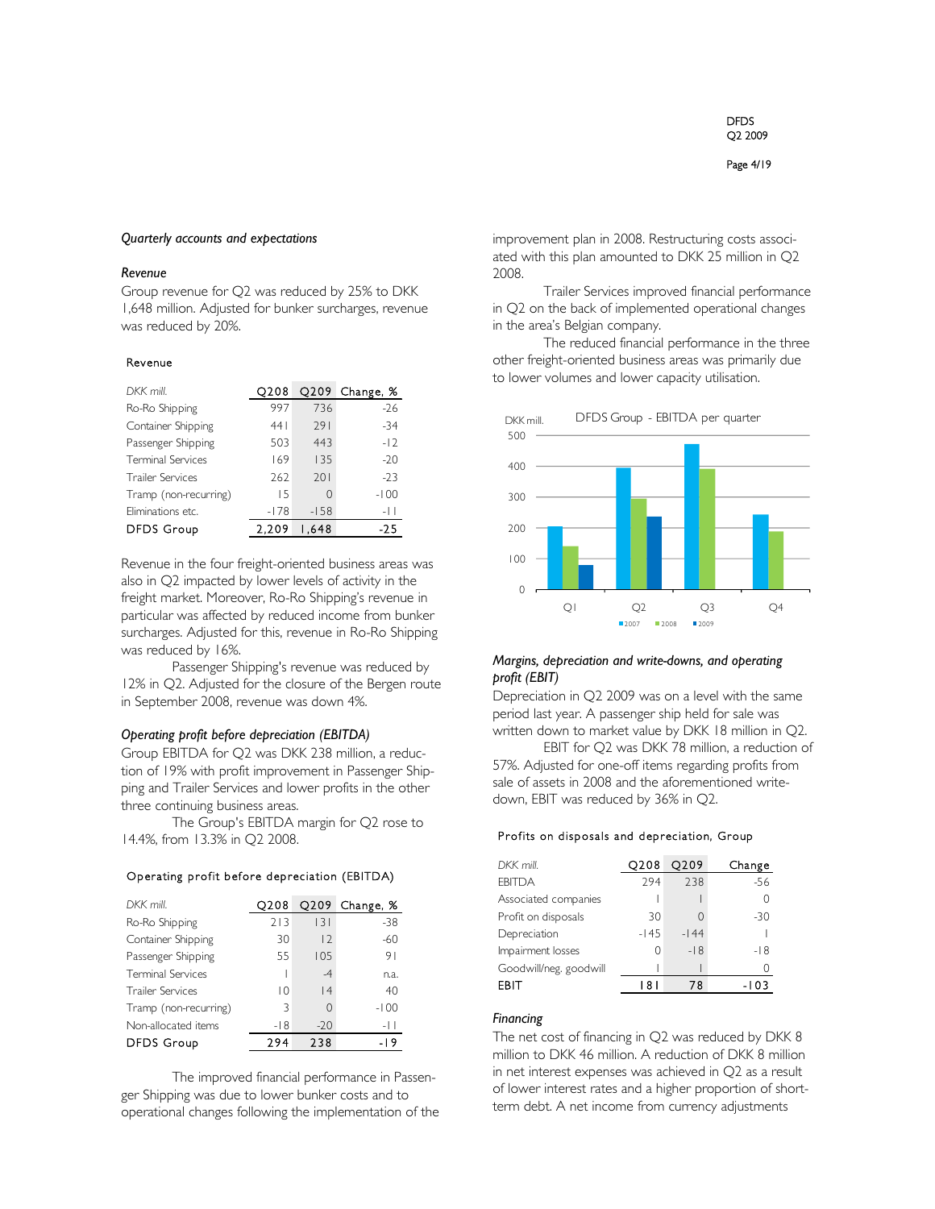*Quarterly accounts and expectations*

*Revenue*

Group revenue for Q2 was reduced by 25% to DKK 1,648 million. Adjusted for bunker surcharges, revenue was reduced by 20%.

Revenue

| DKK mill. | Q208 | Q209 | Change, % |
|---|---|---|---|
| Ro-Ro Shipping | 997 | 736 | -26 |
| Container Shipping | 441 | 291 | -34 |
| Passenger Shipping | 503 | 443 | -12 |
| Terminal Services | 169 | 135 | -20 |
| Trailer Services | 262 | 201 | -23 |
| Tramp (non-recurring) | 15 | 0 | -100 |
| Eliminations etc. | -178 | -158 | -11 |
| DFDS Group | 2,209 | 1,648 | -25 |

Revenue in the four freight-oriented business areas was also in Q2 impacted by lower levels of activity in the freight market. Moreover, Ro-Ro Shipping's revenue in particular was affected by reduced income from bunker surcharges. Adjusted for this, revenue in Ro-Ro Shipping was reduced by 16%.

Passenger Shipping's revenue was reduced by 12% in Q2. Adjusted for the closure of the Bergen route in September 2008, revenue was down 4%.

*Operating profit before depreciation (EBITDA)*

Group EBITDA for Q2 was DKK 238 million, a reduction of 19% with profit improvement in Passenger Shipping and Trailer Services and lower profits in the other three continuing business areas.

The Group's EBITDA margin for Q2 rose to 14.4%, from 13.3% in Q2 2008.

Operating profit before depreciation (EBITDA)

| DKK mill. | Q208 | Q209 | Change, % |
|---|---|---|---|
| Ro-Ro Shipping | 213 | 131 | -38 |
| Container Shipping | 30 | 12 | -60 |
| Passenger Shipping | 55 | 105 | 91 |
| Terminal Services | 1 | -4 | n.a. |
| Trailer Services | 10 | 14 | 40 |
| Tramp (non-recurring) | 3 | 0 | -100 |
| Non-allocated items | -18 | -20 | -11 |
| DFDS Group | 294 | 238 | -19 |

The improved financial performance in Passenger Shipping was due to lower bunker costs and to operational changes following the implementation of the improvement plan in 2008. Restructuring costs associated with this plan amounted to DKK 25 million in Q2 2008.

Trailer Services improved financial performance in Q2 on the back of implemented operational changes in the area's Belgian company.

The reduced financial performance in the three other freight-oriented business areas was primarily due to lower volumes and lower capacity utilisation.

DFDS Group - EBITDA per quarter

| DKK mill. | 2007 | 2008 | 2009 |
|---|---|---|---|
| Q1 | ~205 | ~140 | ~78 |
| Q2 | ~394 | ~294 | ~238 |
| Q3 | ~472 | ~392 | |
| Q4 | ~243 | ~188 | |

*Margins, depreciation and write-downs, and operating profit (EBIT)*

Depreciation in Q2 2009 was on a level with the same period last year. A passenger ship held for sale was written down to market value by DKK 18 million in Q2.

EBIT for Q2 was DKK 78 million, a reduction of 57%. Adjusted for one-off items regarding profits from sale of assets in 2008 and the aforementioned write-down, EBIT was reduced by 36% in Q2.

Profits on disposals and depreciation, Group

| DKK mill. | Q208 | Q209 | Change |
|---|---|---|---|
| EBITDA | 294 | 238 | -56 |
| Associated companies | 1 | 1 | 0 |
| Profit on disposals | 30 | 0 | -30 |
| Depreciation | -145 | -144 | 1 |
| Impairment losses | 0 | -18 | -18 |
| Goodwill/neg. goodwill | 1 | 1 | 0 |
| EBIT | 181 | 78 | -103 |

*Financing*

The net cost of financing in Q2 was reduced by DKK 8 million to DKK 46 million. A reduction of DKK 8 million in net interest expenses was achieved in Q2 as a result of lower interest rates and a higher proportion of short-term debt. A net income from currency adjustments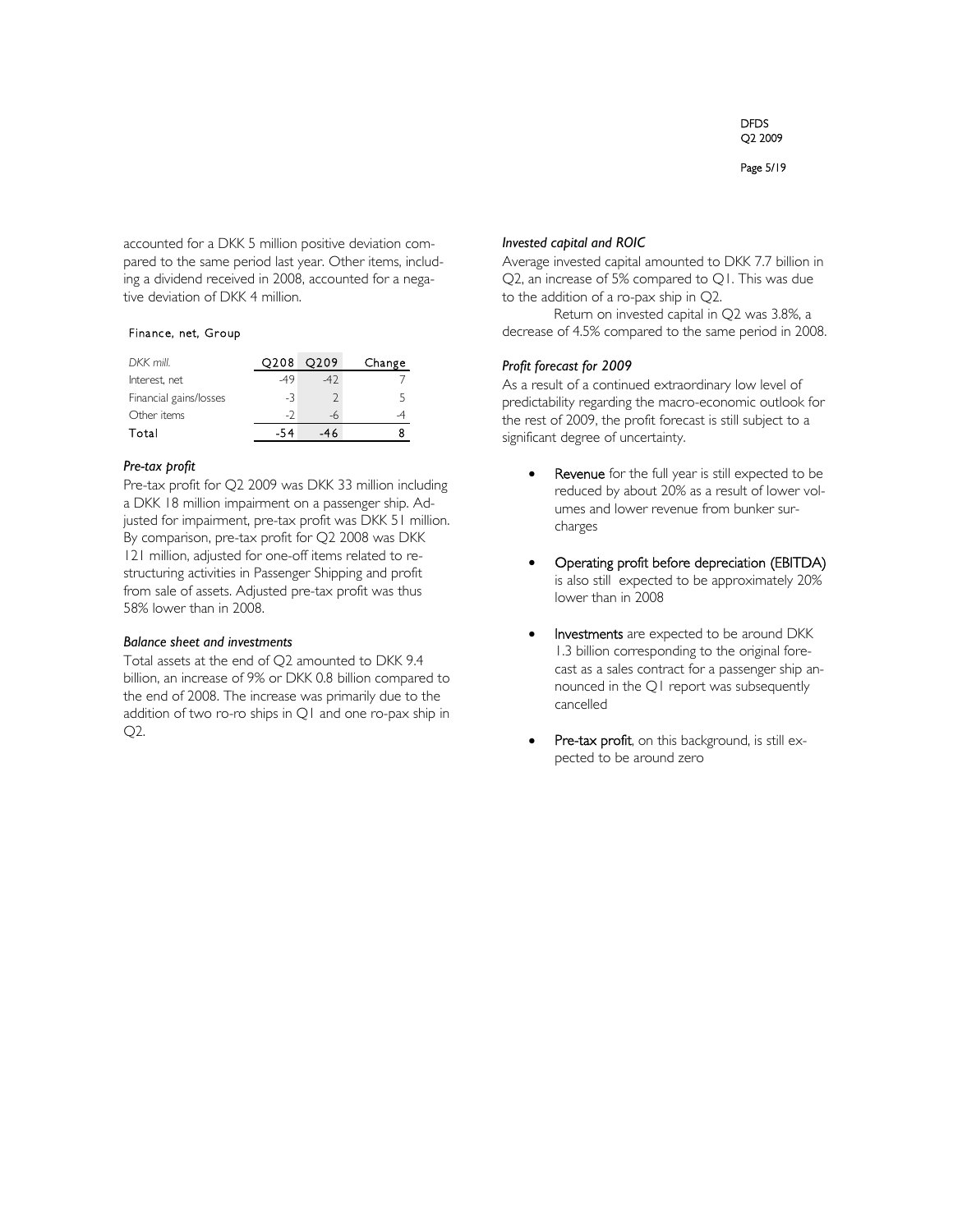accounted for a DKK 5 million positive deviation compared to the same period last year. Other items, including a dividend received in 2008, accounted for a negative deviation of DKK 4 million.

Finance, net, Group

| DKK mill. | Q208 | Q209 | Change |
|---|---|---|---|
| Interest, net | -49 | -42 | 7 |
| Financial gains/losses | -3 | 2 | 5 |
| Other items | -2 | -6 | -4 |
| Total | -54 | -46 | 8 |

### *Pre-tax profit*

Pre-tax profit for Q2 2009 was DKK 33 million including a DKK 18 million impairment on a passenger ship. Adjusted for impairment, pre-tax profit was DKK 51 million. By comparison, pre-tax profit for Q2 2008 was DKK 121 million, adjusted for one-off items related to restructuring activities in Passenger Shipping and profit from sale of assets. Adjusted pre-tax profit was thus 58% lower than in 2008.

### *Balance sheet and investments*

Total assets at the end of Q2 amounted to DKK 9.4 billion, an increase of 9% or DKK 0.8 billion compared to the end of 2008. The increase was primarily due to the addition of two ro-ro ships in Q1 and one ro-pax ship in Q2.

### *Invested capital and ROIC*

Average invested capital amounted to DKK 7.7 billion in Q2, an increase of 5% compared to Q1. This was due to the addition of a ro-pax ship in Q2.

Return on invested capital in Q2 was 3.8%, a decrease of 4.5% compared to the same period in 2008.

### *Profit forecast for 2009*

As a result of a continued extraordinary low level of predictability regarding the macro-economic outlook for the rest of 2009, the profit forecast is still subject to a significant degree of uncertainty.

- **Revenue** for the full year is still expected to be reduced by about 20% as a result of lower volumes and lower revenue from bunker surcharges
- **Operating profit before depreciation (EBITDA)** is also still expected to be approximately 20% lower than in 2008
- **Investments** are expected to be around DKK 1.3 billion corresponding to the original forecast as a sales contract for a passenger ship announced in the Q1 report was subsequently cancelled
- **Pre-tax profit**, on this background, is still expected to be around zero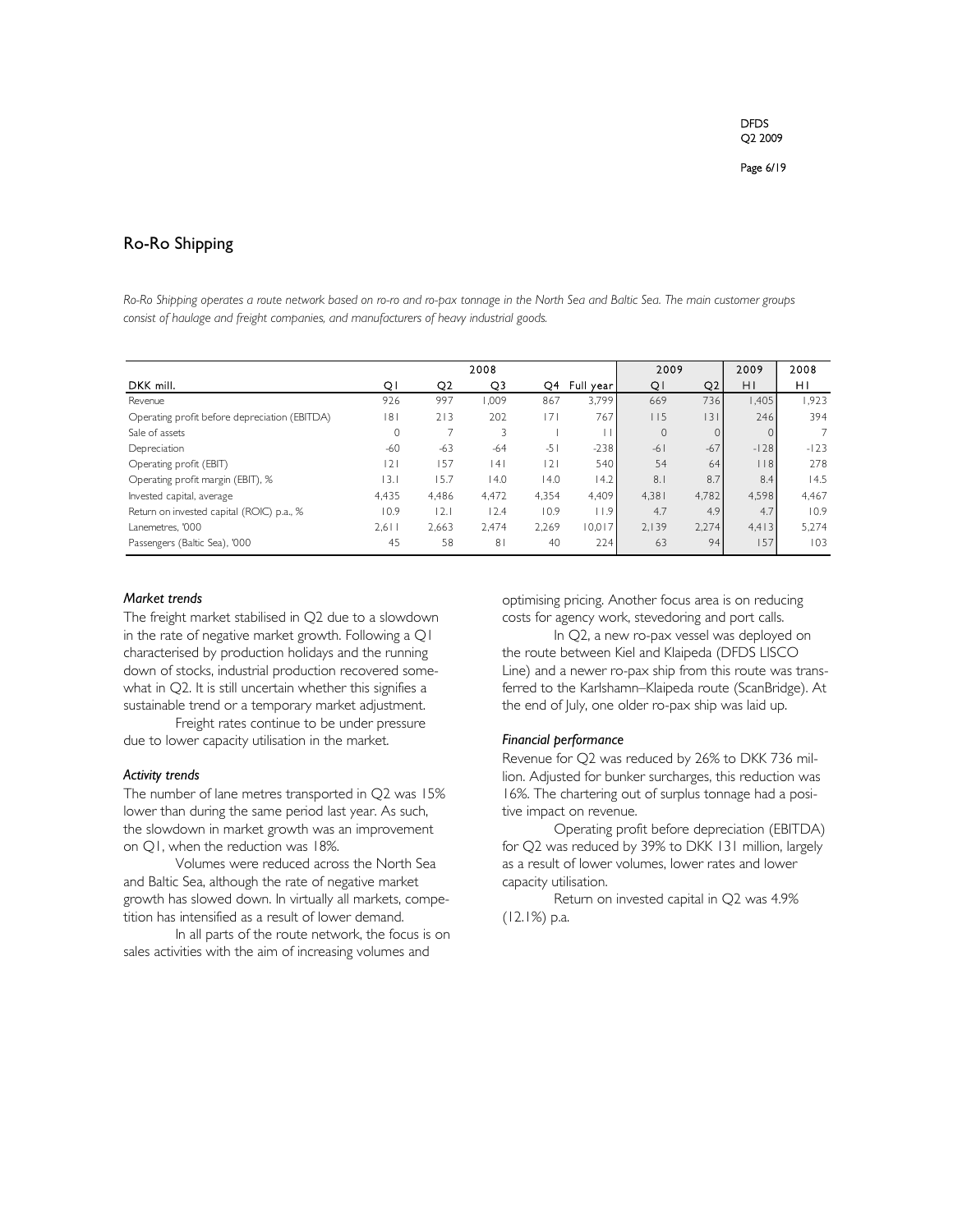## Ro-Ro Shipping

*Ro-Ro Shipping operates a route network based on ro-ro and ro-pax tonnage in the North Sea and Baltic Sea. The main customer groups consist of haulage and freight companies, and manufacturers of heavy industrial goods.*

| | 2008 | | | | | 2009 | | 2009 | 2008 |
|---|---|---|---|---|---|---|---|---|---|
| DKK mill. | Q1 | Q2 | Q3 | Q4 | Full year | Q1 | Q2 | H1 | H1 |
| Revenue | 926 | 997 | 1,009 | 867 | 3,799 | 669 | 736 | 1,405 | 1,923 |
| Operating profit before depreciation (EBITDA) | 181 | 213 | 202 | 171 | 767 | 115 | 131 | 246 | 394 |
| Sale of assets | 0 | 7 | 3 | 1 | 11 | 0 | 0 | 0 | 7 |
| Depreciation | -60 | -63 | -64 | -51 | -238 | -61 | -67 | -128 | -123 |
| Operating profit (EBIT) | 121 | 157 | 141 | 121 | 540 | 54 | 64 | 118 | 278 |
| Operating profit margin (EBIT), % | 13.1 | 15.7 | 14.0 | 14.0 | 14.2 | 8.1 | 8.7 | 8.4 | 14.5 |
| Invested capital, average | 4,435 | 4,486 | 4,472 | 4,354 | 4,409 | 4,381 | 4,782 | 4,598 | 4,467 |
| Return on invested capital (ROIC) p.a., % | 10.9 | 12.1 | 12.4 | 10.9 | 11.9 | 4.7 | 4.9 | 4.7 | 10.9 |
| Lanemetres, '000 | 2,611 | 2,663 | 2,474 | 2,269 | 10,017 | 2,139 | 2,274 | 4,413 | 5,274 |
| Passengers (Baltic Sea), '000 | 45 | 58 | 81 | 40 | 224 | 63 | 94 | 157 | 103 |

### *Market trends*

The freight market stabilised in Q2 due to a slowdown in the rate of negative market growth. Following a Q1 characterised by production holidays and the running down of stocks, industrial production recovered somewhat in Q2. It is still uncertain whether this signifies a sustainable trend or a temporary market adjustment.

Freight rates continue to be under pressure due to lower capacity utilisation in the market.

### *Activity trends*

The number of lane metres transported in Q2 was 15% lower than during the same period last year. As such, the slowdown in market growth was an improvement on Q1, when the reduction was 18%.

Volumes were reduced across the North Sea and Baltic Sea, although the rate of negative market growth has slowed down. In virtually all markets, competition has intensified as a result of lower demand.

In all parts of the route network, the focus is on sales activities with the aim of increasing volumes and optimising pricing. Another focus area is on reducing costs for agency work, stevedoring and port calls.

In Q2, a new ro-pax vessel was deployed on the route between Kiel and Klaipeda (DFDS LISCO Line) and a newer ro-pax ship from this route was transferred to the Karlshamn–Klaipeda route (ScanBridge). At the end of July, one older ro-pax ship was laid up.

### *Financial performance*

Revenue for Q2 was reduced by 26% to DKK 736 million. Adjusted for bunker surcharges, this reduction was 16%. The chartering out of surplus tonnage had a positive impact on revenue.

Operating profit before depreciation (EBITDA) for Q2 was reduced by 39% to DKK 131 million, largely as a result of lower volumes, lower rates and lower capacity utilisation.

Return on invested capital in Q2 was 4.9% (12.1%) p.a.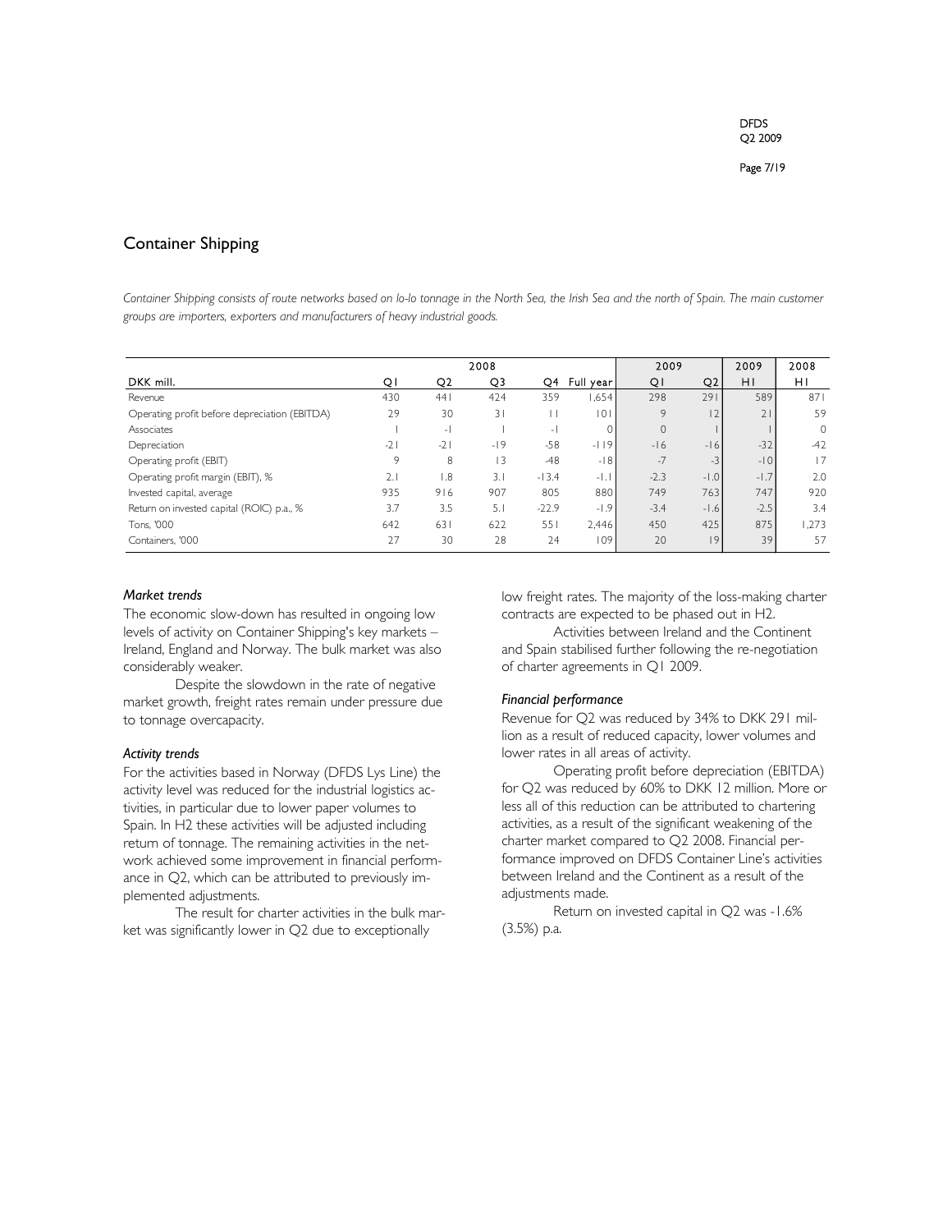## Container Shipping

*Container Shipping consists of route networks based on lo-lo tonnage in the North Sea, the Irish Sea and the north of Spain. The main customer groups are importers, exporters and manufacturers of heavy industrial goods.*

| | 2008 | | | | | 2009 | | 2009 | 2008 |
|---|---|---|---|---|---|---|---|---|---|
| DKK mill. | Q1 | Q2 | Q3 | Q4 | Full year | Q1 | Q2 | H1 | H1 |
| Revenue | 430 | 441 | 424 | 359 | 1,654 | 298 | 291 | 589 | 871 |
| Operating profit before depreciation (EBITDA) | 29 | 30 | 31 | 11 | 101 | 9 | 12 | 21 | 59 |
| Associates | 1 | -1 | 1 | -1 | 0 | 0 | 1 | 1 | 0 |
| Depreciation | -21 | -21 | -19 | -58 | -119 | -16 | -16 | -32 | -42 |
| Operating profit (EBIT) | 9 | 8 | 13 | -48 | -18 | -7 | -3 | -10 | 17 |
| Operating profit margin (EBIT), % | 2.1 | 1.8 | 3.1 | -13.4 | -1.1 | -2.3 | -1.0 | -1.7 | 2.0 |
| Invested capital, average | 935 | 916 | 907 | 805 | 880 | 749 | 763 | 747 | 920 |
| Return on invested capital (ROIC) p.a., % | 3.7 | 3.5 | 5.1 | -22.9 | -1.9 | -3.4 | -1.6 | -2.5 | 3.4 |
| Tons, '000 | 642 | 631 | 622 | 551 | 2,446 | 450 | 425 | 875 | 1,273 |
| Containers, '000 | 27 | 30 | 28 | 24 | 109 | 20 | 19 | 39 | 57 |

### *Market trends*

The economic slow-down has resulted in ongoing low levels of activity on Container Shipping's key markets – Ireland, England and Norway. The bulk market was also considerably weaker.

Despite the slowdown in the rate of negative market growth, freight rates remain under pressure due to tonnage overcapacity.

### *Activity trends*

For the activities based in Norway (DFDS Lys Line) the activity level was reduced for the industrial logistics activities, in particular due to lower paper volumes to Spain. In H2 these activities will be adjusted including return of tonnage. The remaining activities in the network achieved some improvement in financial performance in Q2, which can be attributed to previously implemented adjustments.

The result for charter activities in the bulk market was significantly lower in Q2 due to exceptionally low freight rates. The majority of the loss-making charter contracts are expected to be phased out in H2.

Activities between Ireland and the Continent and Spain stabilised further following the re-negotiation of charter agreements in Q1 2009.

### *Financial performance*

Revenue for Q2 was reduced by 34% to DKK 291 million as a result of reduced capacity, lower volumes and lower rates in all areas of activity.

Operating profit before depreciation (EBITDA) for Q2 was reduced by 60% to DKK 12 million. More or less all of this reduction can be attributed to chartering activities, as a result of the significant weakening of the charter market compared to Q2 2008. Financial performance improved on DFDS Container Line's activities between Ireland and the Continent as a result of the adjustments made.

Return on invested capital in Q2 was -1.6% (3.5%) p.a.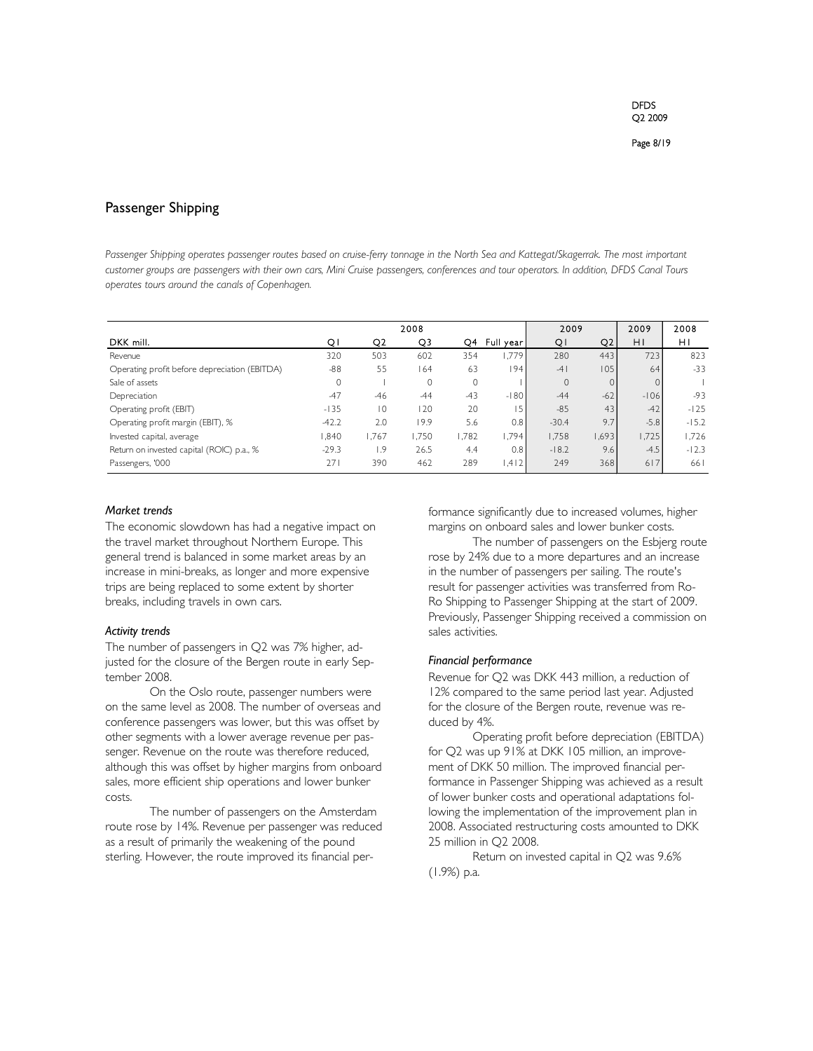## Passenger Shipping

*Passenger Shipping operates passenger routes based on cruise-ferry tonnage in the North Sea and Kattegat/Skagerrak. The most important customer groups are passengers with their own cars, Mini Cruise passengers, conferences and tour operators. In addition, DFDS Canal Tours operates tours around the canals of Copenhagen.*

| | 2008 | | | | | 2009 | | 2009 | 2008 |
|---|---|---|---|---|---|---|---|---|---|
| DKK mill. | Q1 | Q2 | Q3 | Q4 | Full year | Q1 | Q2 | H1 | H1 |
| Revenue | 320 | 503 | 602 | 354 | 1,779 | 280 | 443 | 723 | 823 |
| Operating profit before depreciation (EBITDA) | -88 | 55 | 164 | 63 | 194 | -41 | 105 | 64 | -33 |
| Sale of assets | 0 | 1 | 0 | 0 | 1 | 0 | 0 | 0 | 1 |
| Depreciation | -47 | -46 | -44 | -43 | -180 | -44 | -62 | -106 | -93 |
| Operating profit (EBIT) | -135 | 10 | 120 | 20 | 15 | -85 | 43 | -42 | -125 |
| Operating profit margin (EBIT), % | -42.2 | 2.0 | 19.9 | 5.6 | 0.8 | -30.4 | 9.7 | -5.8 | -15.2 |
| Invested capital, average | 1,840 | 1,767 | 1,750 | 1,782 | 1,794 | 1,758 | 1,693 | 1,725 | 1,726 |
| Return on invested capital (ROIC) p.a., % | -29.3 | 1.9 | 26.5 | 4.4 | 0.8 | -18.2 | 9.6 | -4.5 | -12.3 |
| Passengers, '000 | 271 | 390 | 462 | 289 | 1,412 | 249 | 368 | 617 | 661 |

### *Market trends*

The economic slowdown has had a negative impact on the travel market throughout Northern Europe. This general trend is balanced in some market areas by an increase in mini-breaks, as longer and more expensive trips are being replaced to some extent by shorter breaks, including travels in own cars.

### *Activity trends*

The number of passengers in Q2 was 7% higher, adjusted for the closure of the Bergen route in early September 2008.

On the Oslo route, passenger numbers were on the same level as 2008. The number of overseas and conference passengers was lower, but this was offset by other segments with a lower average revenue per passenger. Revenue on the route was therefore reduced, although this was offset by higher margins from onboard sales, more efficient ship operations and lower bunker costs.

The number of passengers on the Amsterdam route rose by 14%. Revenue per passenger was reduced as a result of primarily the weakening of the pound sterling. However, the route improved its financial performance significantly due to increased volumes, higher margins on onboard sales and lower bunker costs.

The number of passengers on the Esbjerg route rose by 24% due to a more departures and an increase in the number of passengers per sailing. The route's result for passenger activities was transferred from Ro-Ro Shipping to Passenger Shipping at the start of 2009. Previously, Passenger Shipping received a commission on sales activities.

### *Financial performance*

Revenue for Q2 was DKK 443 million, a reduction of 12% compared to the same period last year. Adjusted for the closure of the Bergen route, revenue was reduced by 4%.

Operating profit before depreciation (EBITDA) for Q2 was up 91% at DKK 105 million, an improvement of DKK 50 million. The improved financial performance in Passenger Shipping was achieved as a result of lower bunker costs and operational adaptations following the implementation of the improvement plan in 2008. Associated restructuring costs amounted to DKK 25 million in Q2 2008.

Return on invested capital in Q2 was 9.6% (1.9%) p.a.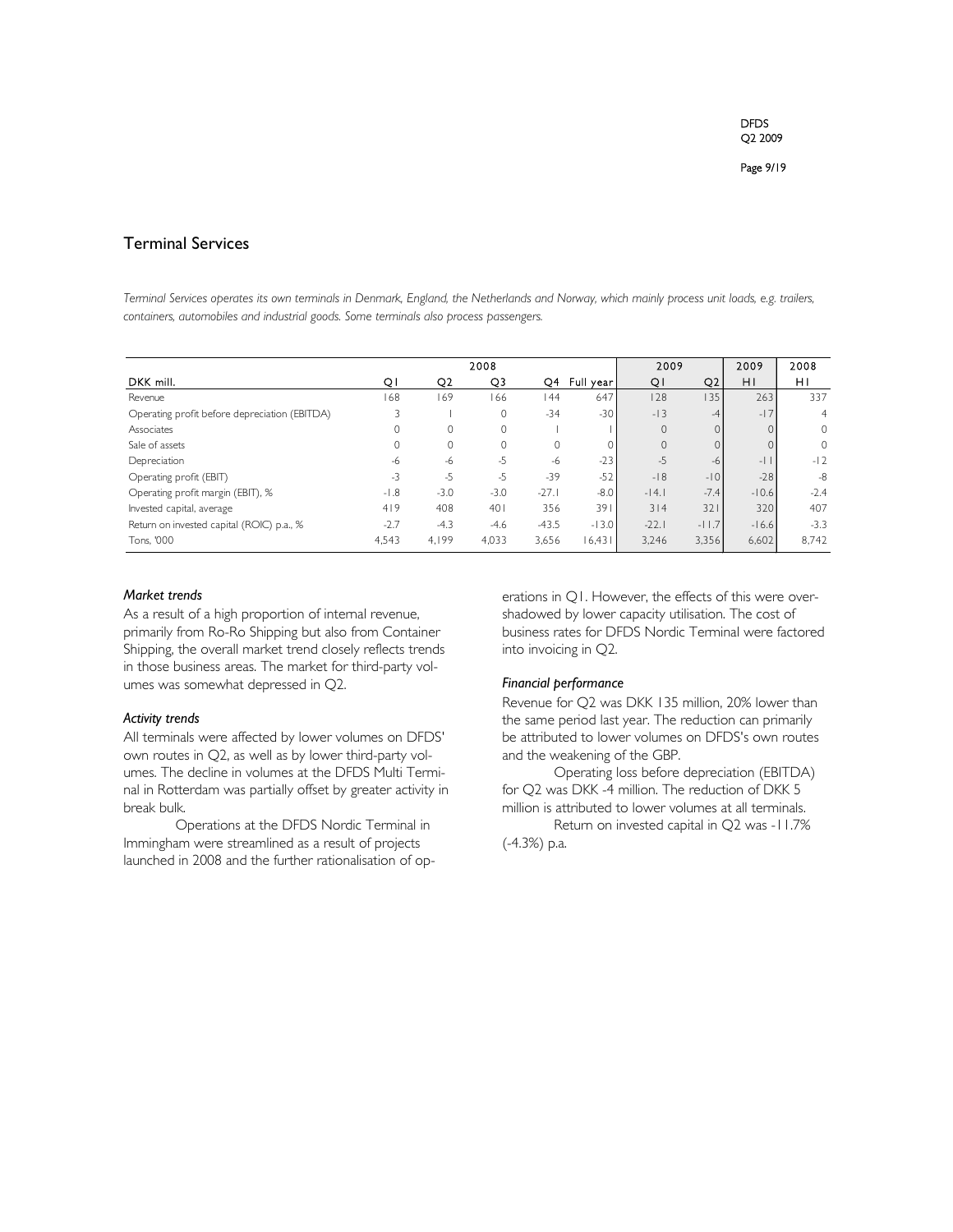## Terminal Services

*Terminal Services operates its own terminals in Denmark, England, the Netherlands and Norway, which mainly process unit loads, e.g. trailers, containers, automobiles and industrial goods. Some terminals also process passengers.*

| | 2008 | | | | | 2009 | | 2009 | 2008 |
|---|---|---|---|---|---|---|---|---|---|
| DKK mill. | Q1 | Q2 | Q3 | Q4 | Full year | Q1 | Q2 | H1 | H1 |
| Revenue | 168 | 169 | 166 | 144 | 647 | 128 | 135 | 263 | 337 |
| Operating profit before depreciation (EBITDA) | 3 | 1 | 0 | -34 | -30 | -13 | -4 | -17 | 4 |
| Associates | 0 | 0 | 0 | 1 | 1 | 0 | 0 | 0 | 0 |
| Sale of assets | 0 | 0 | 0 | 0 | 0 | 0 | 0 | 0 | 0 |
| Depreciation | -6 | -6 | -5 | -6 | -23 | -5 | -6 | -11 | -12 |
| Operating profit (EBIT) | -3 | -5 | -5 | -39 | -52 | -18 | -10 | -28 | -8 |
| Operating profit margin (EBIT), % | -1.8 | -3.0 | -3.0 | -27.1 | -8.0 | -14.1 | -7.4 | -10.6 | -2.4 |
| Invested capital, average | 419 | 408 | 401 | 356 | 391 | 314 | 321 | 320 | 407 |
| Return on invested capital (ROIC) p.a., % | -2.7 | -4.3 | -4.6 | -43.5 | -13.0 | -22.1 | -11.7 | -16.6 | -3.3 |
| Tons, '000 | 4,543 | 4,199 | 4,033 | 3,656 | 16,431 | 3,246 | 3,356 | 6,602 | 8,742 |

### *Market trends*

As a result of a high proportion of internal revenue, primarily from Ro-Ro Shipping but also from Container Shipping, the overall market trend closely reflects trends in those business areas. The market for third-party volumes was somewhat depressed in Q2.

### *Activity trends*

All terminals were affected by lower volumes on DFDS' own routes in Q2, as well as by lower third-party volumes. The decline in volumes at the DFDS Multi Terminal in Rotterdam was partially offset by greater activity in break bulk.

Operations at the DFDS Nordic Terminal in Immingham were streamlined as a result of projects launched in 2008 and the further rationalisation of operations in Q1. However, the effects of this were overshadowed by lower capacity utilisation. The cost of business rates for DFDS Nordic Terminal were factored into invoicing in Q2.

### *Financial performance*

Revenue for Q2 was DKK 135 million, 20% lower than the same period last year. The reduction can primarily be attributed to lower volumes on DFDS's own routes and the weakening of the GBP.

Operating loss before depreciation (EBITDA) for Q2 was DKK -4 million. The reduction of DKK 5 million is attributed to lower volumes at all terminals.

Return on invested capital in Q2 was -11.7% (-4.3%) p.a.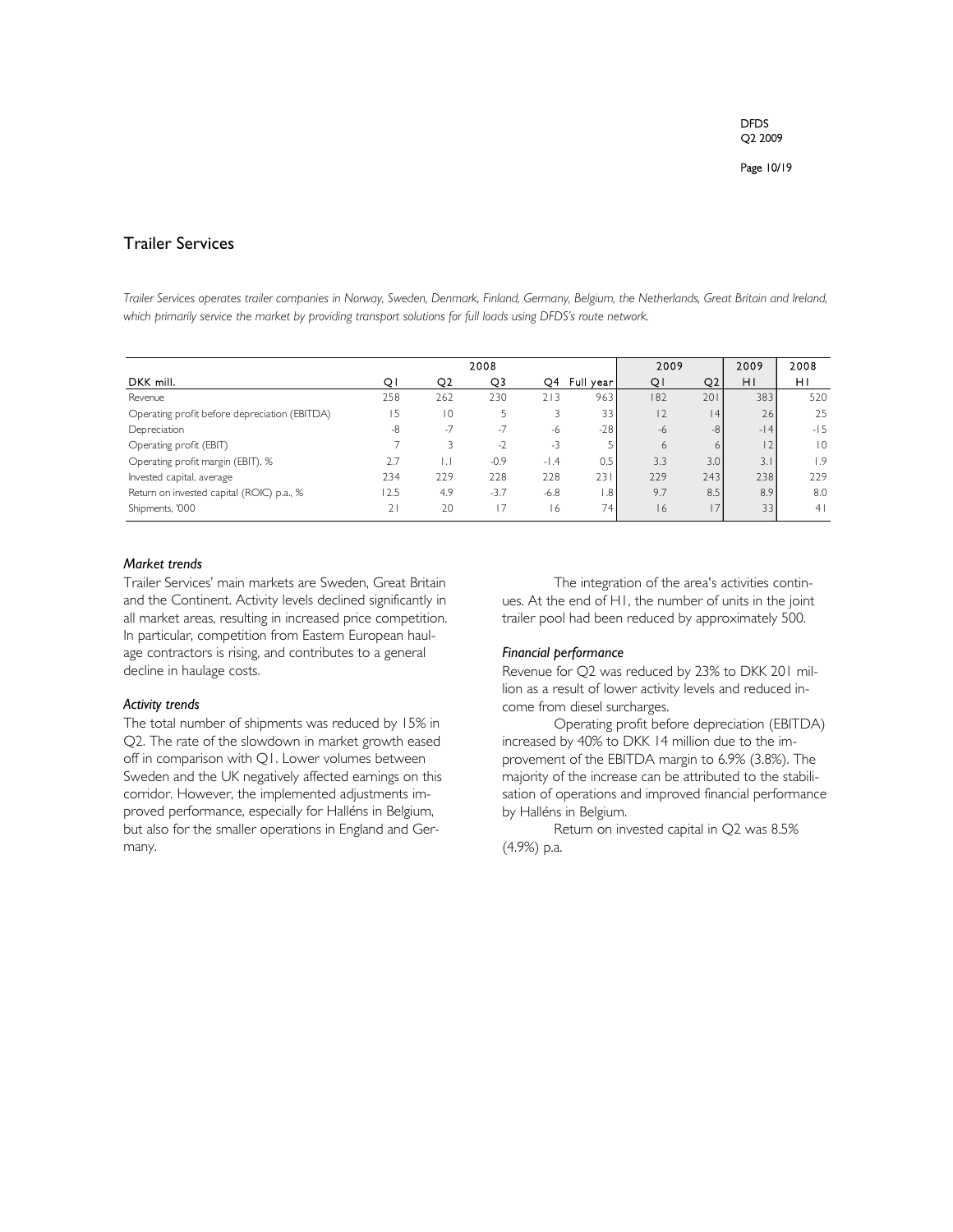## Trailer Services

*Trailer Services operates trailer companies in Norway, Sweden, Denmark, Finland, Germany, Belgium, the Netherlands, Great Britain and Ireland, which primarily service the market by providing transport solutions for full loads using DFDS's route network.*

| | 2008 | | | | | 2009 | | 2009 | 2008 |
|---|---|---|---|---|---|---|---|---|---|
| DKK mill. | Q1 | Q2 | Q3 | Q4 | Full year | Q1 | Q2 | H1 | H1 |
| Revenue | 258 | 262 | 230 | 213 | 963 | 182 | 201 | 383 | 520 |
| Operating profit before depreciation (EBITDA) | 15 | 10 | 5 | 3 | 33 | 12 | 14 | 26 | 25 |
| Depreciation | -8 | -7 | -7 | -6 | -28 | -6 | -8 | -14 | -15 |
| Operating profit (EBIT) | 7 | 3 | -2 | -3 | 5 | 6 | 6 | 12 | 10 |
| Operating profit margin (EBIT), % | 2.7 | 1.1 | -0.9 | -1.4 | 0.5 | 3.3 | 3.0 | 3.1 | 1.9 |
| Invested capital, average | 234 | 229 | 228 | 228 | 231 | 229 | 243 | 238 | 229 |
| Return on invested capital (ROIC) p.a., % | 12.5 | 4.9 | -3.7 | -6.8 | 1.8 | 9.7 | 8.5 | 8.9 | 8.0 |
| Shipments, '000 | 21 | 20 | 17 | 16 | 74 | 16 | 17 | 33 | 41 |

### *Market trends*

Trailer Services' main markets are Sweden, Great Britain and the Continent. Activity levels declined significantly in all market areas, resulting in increased price competition. In particular, competition from Eastern European haulage contractors is rising, and contributes to a general decline in haulage costs.

### *Activity trends*

The total number of shipments was reduced by 15% in Q2. The rate of the slowdown in market growth eased off in comparison with Q1. Lower volumes between Sweden and the UK negatively affected earnings on this corridor. However, the implemented adjustments improved performance, especially for Halléns in Belgium, but also for the smaller operations in England and Germany.

The integration of the area's activities continues. At the end of H1, the number of units in the joint trailer pool had been reduced by approximately 500.

### *Financial performance*

Revenue for Q2 was reduced by 23% to DKK 201 million as a result of lower activity levels and reduced income from diesel surcharges.

Operating profit before depreciation (EBITDA) increased by 40% to DKK 14 million due to the improvement of the EBITDA margin to 6.9% (3.8%). The majority of the increase can be attributed to the stabilisation of operations and improved financial performance by Halléns in Belgium.

Return on invested capital in Q2 was 8.5% (4.9%) p.a.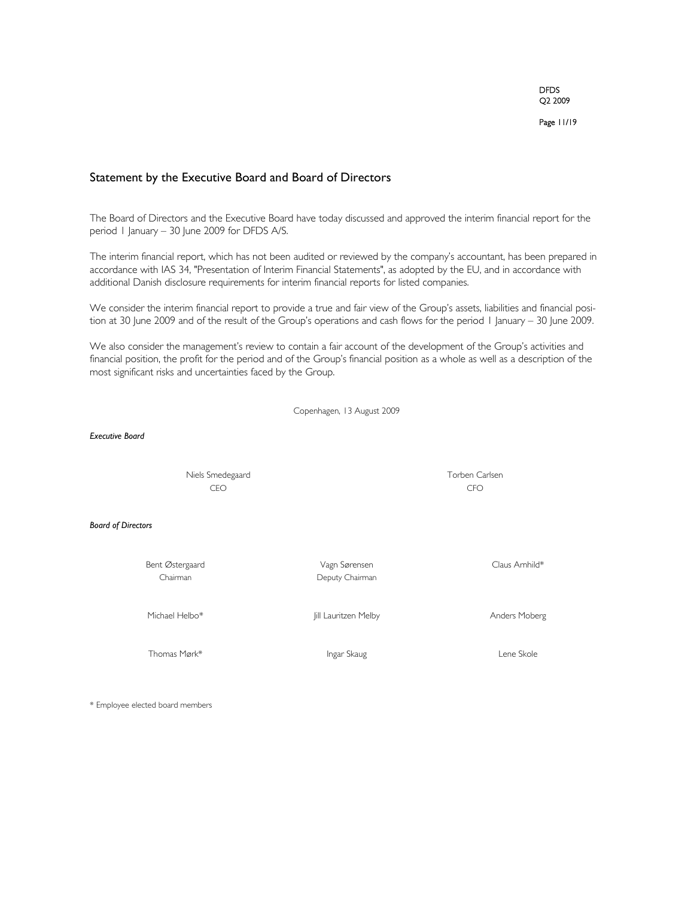## Statement by the Executive Board and Board of Directors

The Board of Directors and the Executive Board have today discussed and approved the interim financial report for the period 1 January – 30 June 2009 for DFDS A/S.

The interim financial report, which has not been audited or reviewed by the company's accountant, has been prepared in accordance with IAS 34, "Presentation of Interim Financial Statements", as adopted by the EU, and in accordance with additional Danish disclosure requirements for interim financial reports for listed companies.

We consider the interim financial report to provide a true and fair view of the Group's assets, liabilities and financial position at 30 June 2009 and of the result of the Group's operations and cash flows for the period 1 January – 30 June 2009.

We also consider the management's review to contain a fair account of the development of the Group's activities and financial position, the profit for the period and of the Group's financial position as a whole as well as a description of the most significant risks and uncertainties faced by the Group.

Copenhagen, 13 August 2009

***Executive Board***

| | |
|---|---|
| Niels Smedegaard<br>CEO | Torben Carlsen<br>CFO |

***Board of Directors***

| | | |
|---|---|---|
| Bent Østergaard<br>Chairman | Vagn Sørensen<br>Deputy Chairman | Claus Arnhild* |
| Michael Helbo* | Jill Lauritzen Melby | Anders Moberg |
| Thomas Mørk* | Ingar Skaug | Lene Skole |

* Employee elected board members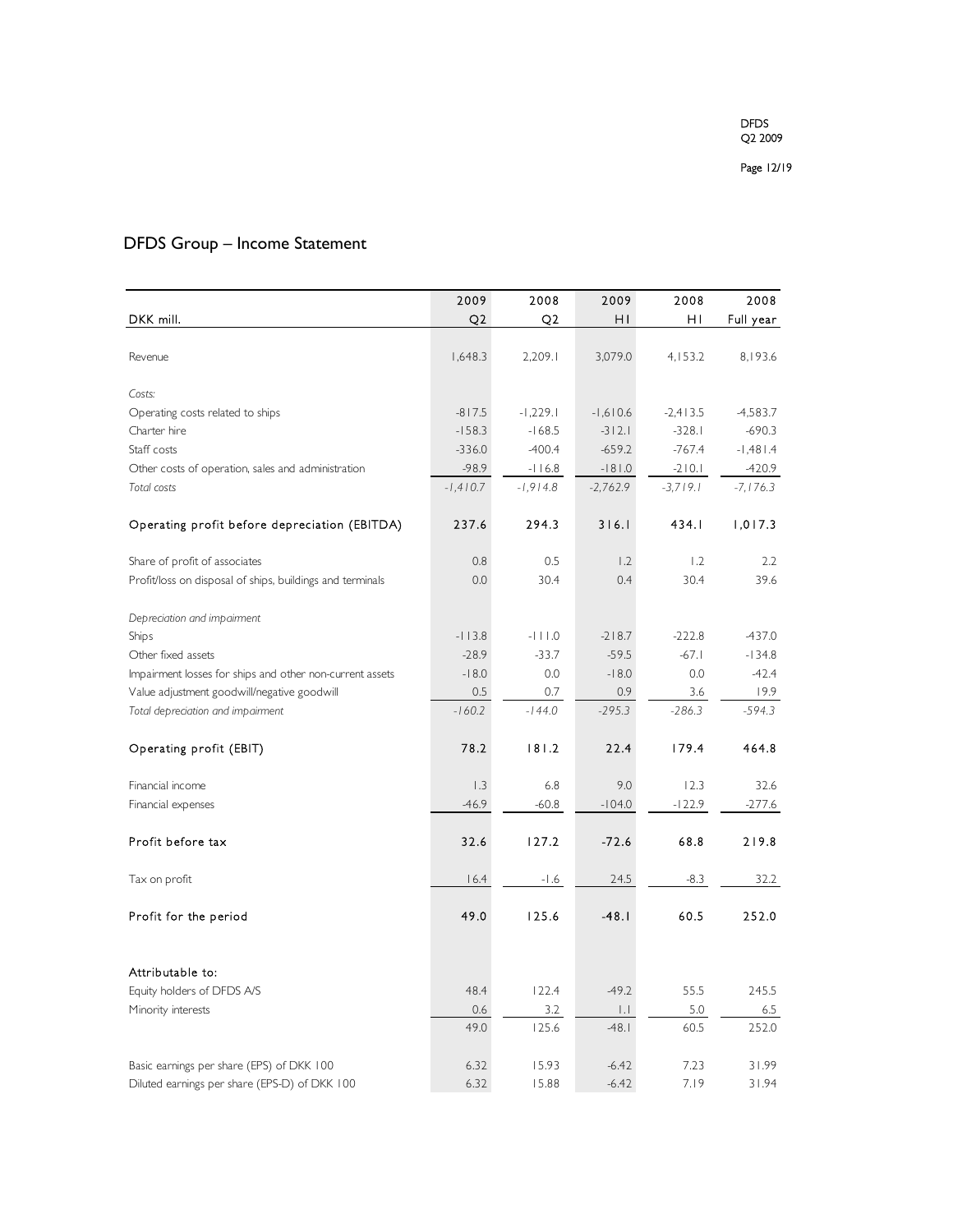## DFDS Group – Income Statement

| DKK mill. | 2009 Q2 | 2008 Q2 | 2009 H1 | 2008 H1 | 2008 Full year |
|---|---|---|---|---|---|
| Revenue | 1,648.3 | 2,209.1 | 3,079.0 | 4,153.2 | 8,193.6 |
| *Costs:* | | | | | |
| Operating costs related to ships | -817.5 | -1,229.1 | -1,610.6 | -2,413.5 | -4,583.7 |
| Charter hire | -158.3 | -168.5 | -312.1 | -328.1 | -690.3 |
| Staff costs | -336.0 | -400.4 | -659.2 | -767.4 | -1,481.4 |
| Other costs of operation, sales and administration | -98.9 | -116.8 | -181.0 | -210.1 | -420.9 |
| *Total costs* | *-1,410.7* | *-1,914.8* | *-2,762.9* | *-3,719.1* | *-7,176.3* |
| Operating profit before depreciation (EBITDA) | 237.6 | 294.3 | 316.1 | 434.1 | 1,017.3 |
| Share of profit of associates | 0.8 | 0.5 | 1.2 | 1.2 | 2.2 |
| Profit/loss on disposal of ships, buildings and terminals | 0.0 | 30.4 | 0.4 | 30.4 | 39.6 |
| *Depreciation and impairment* | | | | | |
| Ships | -113.8 | -111.0 | -218.7 | -222.8 | -437.0 |
| Other fixed assets | -28.9 | -33.7 | -59.5 | -67.1 | -134.8 |
| Impairment losses for ships and other non-current assets | -18.0 | 0.0 | -18.0 | 0.0 | -42.4 |
| Value adjustment goodwill/negative goodwill | 0.5 | 0.7 | 0.9 | 3.6 | 19.9 |
| *Total depreciation and impairment* | *-160.2* | *-144.0* | *-295.3* | *-286.3* | *-594.3* |
| Operating profit (EBIT) | 78.2 | 181.2 | 22.4 | 179.4 | 464.8 |
| Financial income | 1.3 | 6.8 | 9.0 | 12.3 | 32.6 |
| Financial expenses | -46.9 | -60.8 | -104.0 | -122.9 | -277.6 |
| Profit before tax | 32.6 | 127.2 | -72.6 | 68.8 | 219.8 |
| Tax on profit | 16.4 | -1.6 | 24.5 | -8.3 | 32.2 |
| Profit for the period | 49.0 | 125.6 | -48.1 | 60.5 | 252.0 |
| Attributable to: | | | | | |
| Equity holders of DFDS A/S | 48.4 | 122.4 | -49.2 | 55.5 | 245.5 |
| Minority interests | 0.6 | 3.2 | 1.1 | 5.0 | 6.5 |
| | 49.0 | 125.6 | -48.1 | 60.5 | 252.0 |
| Basic earnings per share (EPS) of DKK 100 | 6.32 | 15.93 | -6.42 | 7.23 | 31.99 |
| Diluted earnings per share (EPS-D) of DKK 100 | 6.32 | 15.88 | -6.42 | 7.19 | 31.94 |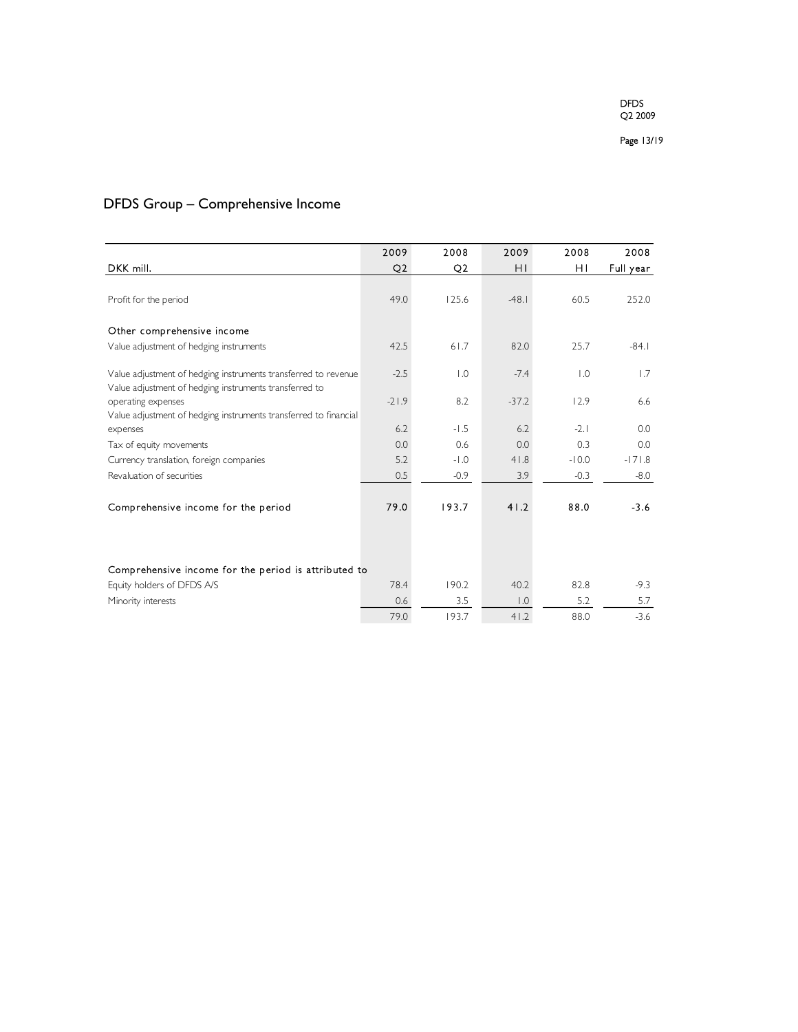## DFDS Group – Comprehensive Income

| DKK mill. | 2009 Q2 | 2008 Q2 | 2009 H1 | 2008 H1 | 2008 Full year |
|---|---|---|---|---|---|
| Profit for the period | 49.0 | 125.6 | -48.1 | 60.5 | 252.0 |
| **Other comprehensive income** | | | | | |
| Value adjustment of hedging instruments | 42.5 | 61.7 | 82.0 | 25.7 | -84.1 |
| Value adjustment of hedging instruments transferred to revenue | -2.5 | 1.0 | -7.4 | 1.0 | 1.7 |
| Value adjustment of hedging instruments transferred to operating expenses | -21.9 | 8.2 | -37.2 | 12.9 | 6.6 |
| Value adjustment of hedging instruments transferred to financial expenses | 6.2 | -1.5 | 6.2 | -2.1 | 0.0 |
| Tax of equity movements | 0.0 | 0.6 | 0.0 | 0.3 | 0.0 |
| Currency translation, foreign companies | 5.2 | -1.0 | 41.8 | -10.0 | -171.8 |
| Revaluation of securities | 0.5 | -0.9 | 3.9 | -0.3 | -8.0 |
| **Comprehensive income for the period** | **79.0** | **193.7** | **41.2** | **88.0** | **-3.6** |
| **Comprehensive income for the period is attributed to** | | | | | |
| Equity holders of DFDS A/S | 78.4 | 190.2 | 40.2 | 82.8 | -9.3 |
| Minority interests | 0.6 | 3.5 | 1.0 | 5.2 | 5.7 |
| | 79.0 | 193.7 | 41.2 | 88.0 | -3.6 |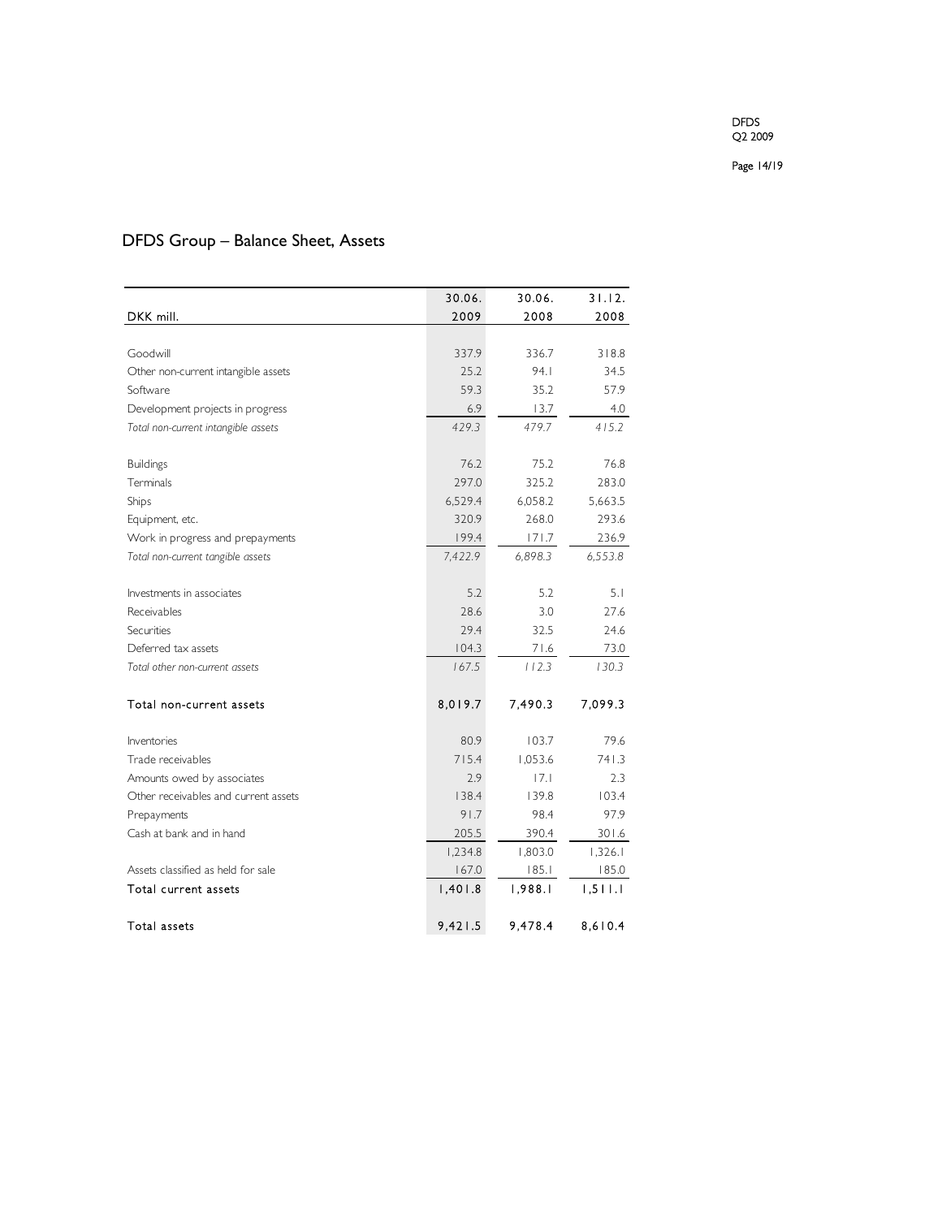# DFDS Group – Balance Sheet, Assets

| DKK mill. | 30.06. 2009 | 30.06. 2008 | 31.12. 2008 |
|---|---|---|---|
| Goodwill | 337.9 | 336.7 | 318.8 |
| Other non-current intangible assets | 25.2 | 94.1 | 34.5 |
| Software | 59.3 | 35.2 | 57.9 |
| Development projects in progress | 6.9 | 13.7 | 4.0 |
| *Total non-current intangible assets* | *429.3* | *479.7* | *415.2* |
| Buildings | 76.2 | 75.2 | 76.8 |
| Terminals | 297.0 | 325.2 | 283.0 |
| Ships | 6,529.4 | 6,058.2 | 5,663.5 |
| Equipment, etc. | 320.9 | 268.0 | 293.6 |
| Work in progress and prepayments | 199.4 | 171.7 | 236.9 |
| *Total non-current tangible assets* | *7,422.9* | *6,898.3* | *6,553.8* |
| Investments in associates | 5.2 | 5.2 | 5.1 |
| Receivables | 28.6 | 3.0 | 27.6 |
| Securities | 29.4 | 32.5 | 24.6 |
| Deferred tax assets | 104.3 | 71.6 | 73.0 |
| *Total other non-current assets* | *167.5* | *112.3* | *130.3* |
| Total non-current assets | 8,019.7 | 7,490.3 | 7,099.3 |
| Inventories | 80.9 | 103.7 | 79.6 |
| Trade receivables | 715.4 | 1,053.6 | 741.3 |
| Amounts owed by associates | 2.9 | 17.1 | 2.3 |
| Other receivables and current assets | 138.4 | 139.8 | 103.4 |
| Prepayments | 91.7 | 98.4 | 97.9 |
| Cash at bank and in hand | 205.5 | 390.4 | 301.6 |
| | 1,234.8 | 1,803.0 | 1,326.1 |
| Assets classified as held for sale | 167.0 | 185.1 | 185.0 |
| Total current assets | 1,401.8 | 1,988.1 | 1,511.1 |
| Total assets | 9,421.5 | 9,478.4 | 8,610.4 |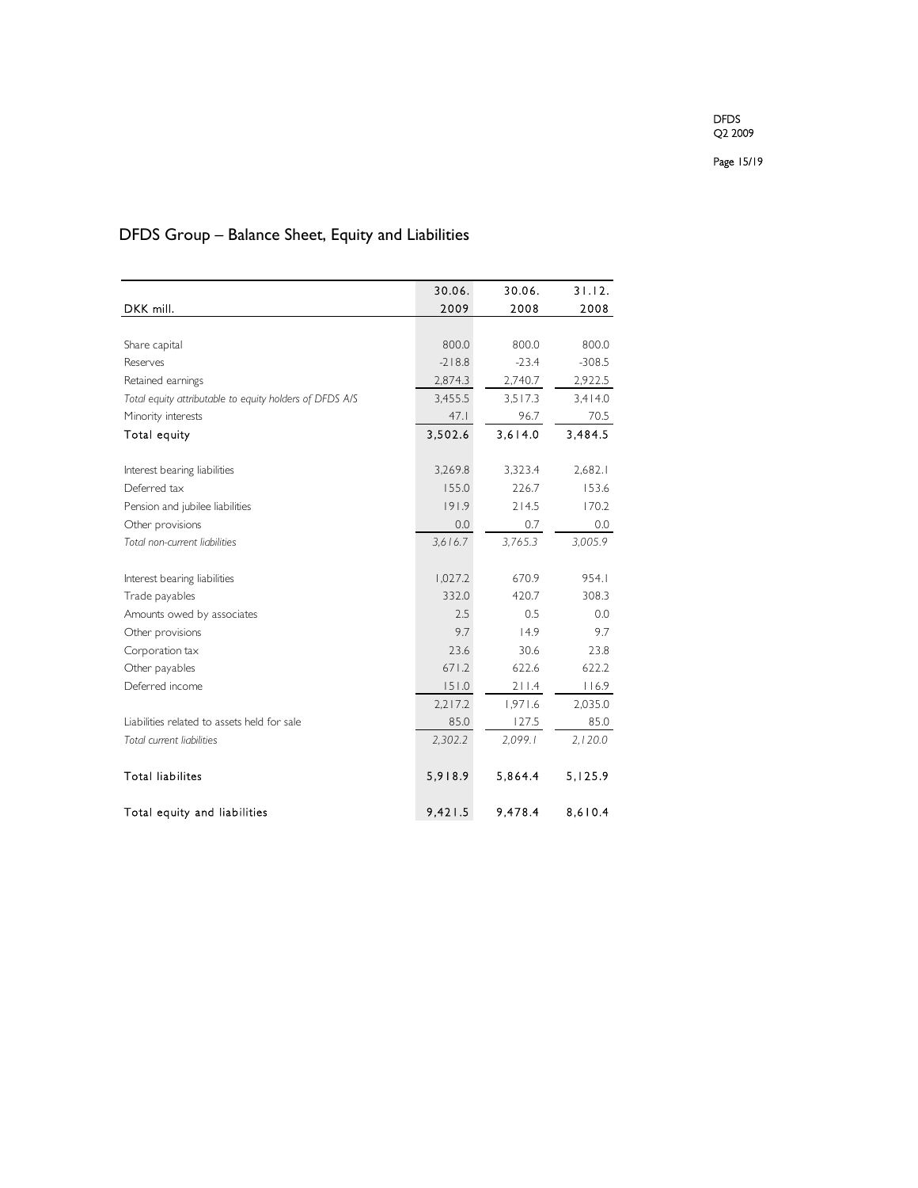## DFDS Group – Balance Sheet, Equity and Liabilities

| DKK mill. | 30.06. 2009 | 30.06. 2008 | 31.12. 2008 |
|---|---|---|---|
| Share capital | 800.0 | 800.0 | 800.0 |
| Reserves | -218.8 | -23.4 | -308.5 |
| Retained earnings | 2,874.3 | 2,740.7 | 2,922.5 |
| *Total equity attributable to equity holders of DFDS A/S* | *3,455.5* | *3,517.3* | *3,414.0* |
| Minority interests | 47.1 | 96.7 | 70.5 |
| Total equity | 3,502.6 | 3,614.0 | 3,484.5 |
| | | | |
| Interest bearing liabilities | 3,269.8 | 3,323.4 | 2,682.1 |
| Deferred tax | 155.0 | 226.7 | 153.6 |
| Pension and jubilee liabilities | 191.9 | 214.5 | 170.2 |
| Other provisions | 0.0 | 0.7 | 0.0 |
| *Total non-current liabilities* | *3,616.7* | *3,765.3* | *3,005.9* |
| | | | |
| Interest bearing liabilities | 1,027.2 | 670.9 | 954.1 |
| Trade payables | 332.0 | 420.7 | 308.3 |
| Amounts owed by associates | 2.5 | 0.5 | 0.0 |
| Other provisions | 9.7 | 14.9 | 9.7 |
| Corporation tax | 23.6 | 30.6 | 23.8 |
| Other payables | 671.2 | 622.6 | 622.2 |
| Deferred income | 151.0 | 211.4 | 116.9 |
| | 2,217.2 | 1,971.6 | 2,035.0 |
| Liabilities related to assets held for sale | 85.0 | 127.5 | 85.0 |
| *Total current liabilities* | *2,302.2* | *2,099.1* | *2,120.0* |
| | | | |
| Total liabilites | 5,918.9 | 5,864.4 | 5,125.9 |
| | | | |
| Total equity and liabilities | 9,421.5 | 9,478.4 | 8,610.4 |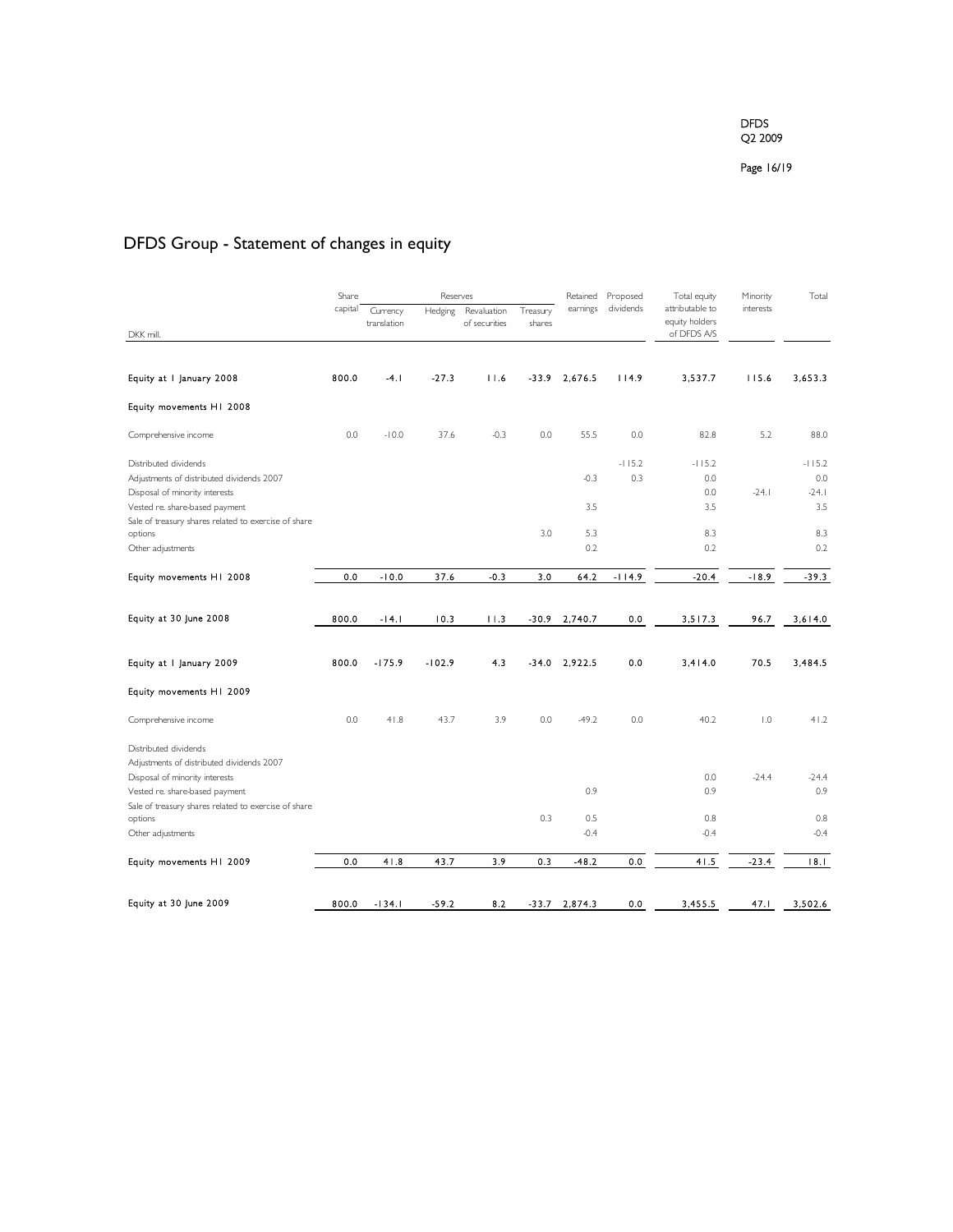# DFDS Group - Statement of changes in equity

| DKK mill. | Share capital | Reserves | | | | Retained earnings | Proposed dividends | Total equity attributable to equity holders of DFDS A/S | Minority interests | Total |
|---|---|---|---|---|---|---|---|---|---|---|
| | | Currency translation | Hedging | Revaluation of securities | Treasury shares | | | | | |
| **Equity at 1 January 2008** | **800.0** | **-4.1** | **-27.3** | **11.6** | **-33.9** | **2,676.5** | **114.9** | **3,537.7** | **115.6** | **3,653.3** |
| **Equity movements H1 2008** | | | | | | | | | | |
| Comprehensive income | 0.0 | -10.0 | 37.6 | -0.3 | 0.0 | 55.5 | 0.0 | 82.8 | 5.2 | 88.0 |
| Distributed dividends | | | | | | | -115.2 | -115.2 | | -115.2 |
| Adjustments of distributed dividends 2007 | | | | | | -0.3 | 0.3 | 0.0 | | 0.0 |
| Disposal of minority interests | | | | | | | | 0.0 | -24.1 | -24.1 |
| Vested re. share-based payment | | | | | | 3.5 | | 3.5 | | 3.5 |
| Sale of treasury shares related to exercise of share options | | | | | 3.0 | 5.3 | | 8.3 | | 8.3 |
| Other adjustments | | | | | | 0.2 | | 0.2 | | 0.2 |
| **Equity movements H1 2008** | **0.0** | **-10.0** | **37.6** | **-0.3** | **3.0** | **64.2** | **-114.9** | **-20.4** | **-18.9** | **-39.3** |
| **Equity at 30 June 2008** | **800.0** | **-14.1** | **10.3** | **11.3** | **-30.9** | **2,740.7** | **0.0** | **3,517.3** | **96.7** | **3,614.0** |
| **Equity at 1 January 2009** | **800.0** | **-175.9** | **-102.9** | **4.3** | **-34.0** | **2,922.5** | **0.0** | **3,414.0** | **70.5** | **3,484.5** |
| **Equity movements H1 2009** | | | | | | | | | | |
| Comprehensive income | 0.0 | 41.8 | 43.7 | 3.9 | 0.0 | -49.2 | 0.0 | 40.2 | 1.0 | 41.2 |
| Distributed dividends | | | | | | | | | | |
| Adjustments of distributed dividends 2007 | | | | | | | | | | |
| Disposal of minority interests | | | | | | | | 0.0 | -24.4 | -24.4 |
| Vested re. share-based payment | | | | | | 0.9 | | 0.9 | | 0.9 |
| Sale of treasury shares related to exercise of share options | | | | | 0.3 | 0.5 | | 0.8 | | 0.8 |
| Other adjustments | | | | | | -0.4 | | -0.4 | | -0.4 |
| **Equity movements H1 2009** | **0.0** | **41.8** | **43.7** | **3.9** | **0.3** | **-48.2** | **0.0** | **41.5** | **-23.4** | **18.1** |
| **Equity at 30 June 2009** | **800.0** | **-134.1** | **-59.2** | **8.2** | **-33.7** | **2,874.3** | **0.0** | **3,455.5** | **47.1** | **3,502.6** |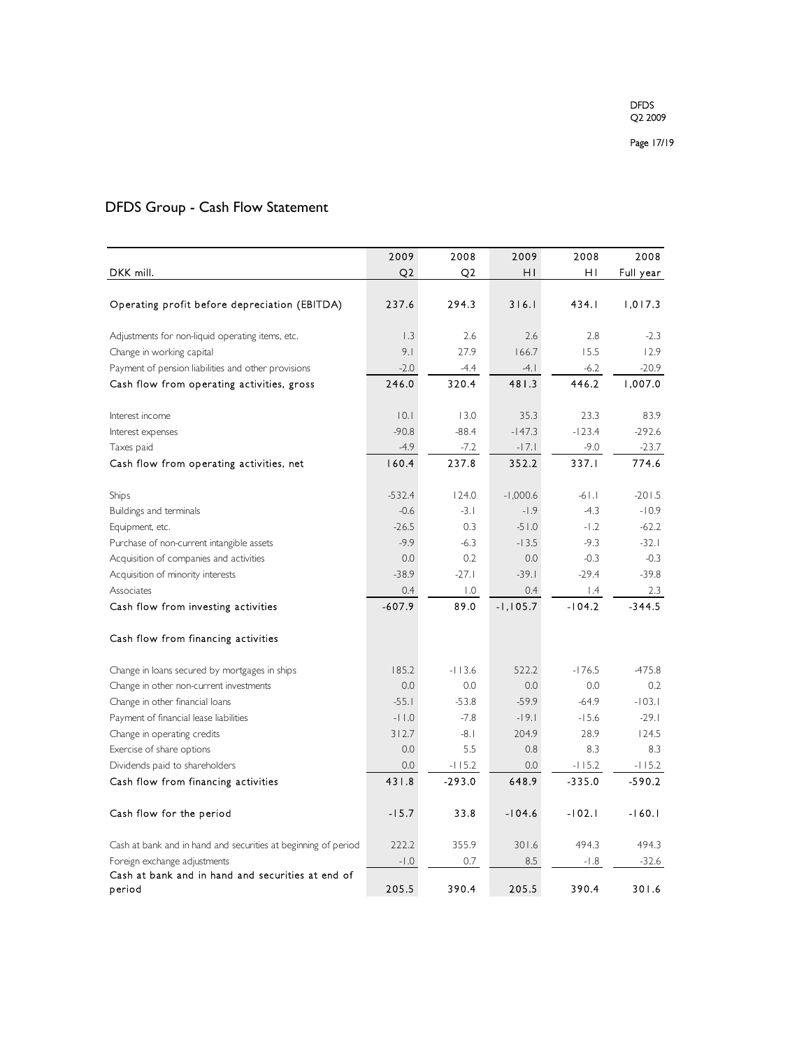## DFDS Group - Cash Flow Statement

| DKK mill. | 2009 Q2 | 2008 Q2 | 2009 H1 | 2008 H1 | 2008 Full year |
|---|---|---|---|---|---|
| Operating profit before depreciation (EBITDA) | 237.6 | 294.3 | 316.1 | 434.1 | 1,017.3 |
| Adjustments for non-liquid operating items, etc. | 1.3 | 2.6 | 2.6 | 2.8 | -2.3 |
| Change in working capital | 9.1 | 27.9 | 166.7 | 15.5 | 12.9 |
| Payment of pension liabilities and other provisions | -2.0 | -4.4 | -4.1 | -6.2 | -20.9 |
| Cash flow from operating activities, gross | 246.0 | 320.4 | 481.3 | 446.2 | 1,007.0 |
| Interest income | 10.1 | 13.0 | 35.3 | 23.3 | 83.9 |
| Interest expenses | -90.8 | -88.4 | -147.3 | -123.4 | -292.6 |
| Taxes paid | -4.9 | -7.2 | -17.1 | -9.0 | -23.7 |
| Cash flow from operating activities, net | 160.4 | 237.8 | 352.2 | 337.1 | 774.6 |
| Ships | -532.4 | 124.0 | -1,000.6 | -61.1 | -201.5 |
| Buildings and terminals | -0.6 | -3.1 | -1.9 | -4.3 | -10.9 |
| Equipment, etc. | -26.5 | 0.3 | -51.0 | -1.2 | -62.2 |
| Purchase of non-current intangible assets | -9.9 | -6.3 | -13.5 | -9.3 | -32.1 |
| Acquisition of companies and activities | 0.0 | 0.2 | 0.0 | -0.3 | -0.3 |
| Acquisition of minority interests | -38.9 | -27.1 | -39.1 | -29.4 | -39.8 |
| Associates | 0.4 | 1.0 | 0.4 | 1.4 | 2.3 |
| Cash flow from investing activities | -607.9 | 89.0 | -1,105.7 | -104.2 | -344.5 |
| Cash flow from financing activities | | | | | |
| Change in loans secured by mortgages in ships | 185.2 | -113.6 | 522.2 | -176.5 | -475.8 |
| Change in other non-current investments | 0.0 | 0.0 | 0.0 | 0.0 | 0.2 |
| Change in other financial loans | -55.1 | -53.8 | -59.9 | -64.9 | -103.1 |
| Payment of financial lease liabilities | -11.0 | -7.8 | -19.1 | -15.6 | -29.1 |
| Change in operating credits | 312.7 | -8.1 | 204.9 | 28.9 | 124.5 |
| Exercise of share options | 0.0 | 5.5 | 0.8 | 8.3 | 8.3 |
| Dividends paid to shareholders | 0.0 | -115.2 | 0.0 | -115.2 | -115.2 |
| Cash flow from financing activities | 431.8 | -293.0 | 648.9 | -335.0 | -590.2 |
| Cash flow for the period | -15.7 | 33.8 | -104.6 | -102.1 | -160.1 |
| Cash at bank and in hand and securities at beginning of period | 222.2 | 355.9 | 301.6 | 494.3 | 494.3 |
| Foreign exchange adjustments | -1.0 | 0.7 | 8.5 | -1.8 | -32.6 |
| Cash at bank and in hand and securities at end of period | 205.5 | 390.4 | 205.5 | 390.4 | 301.6 |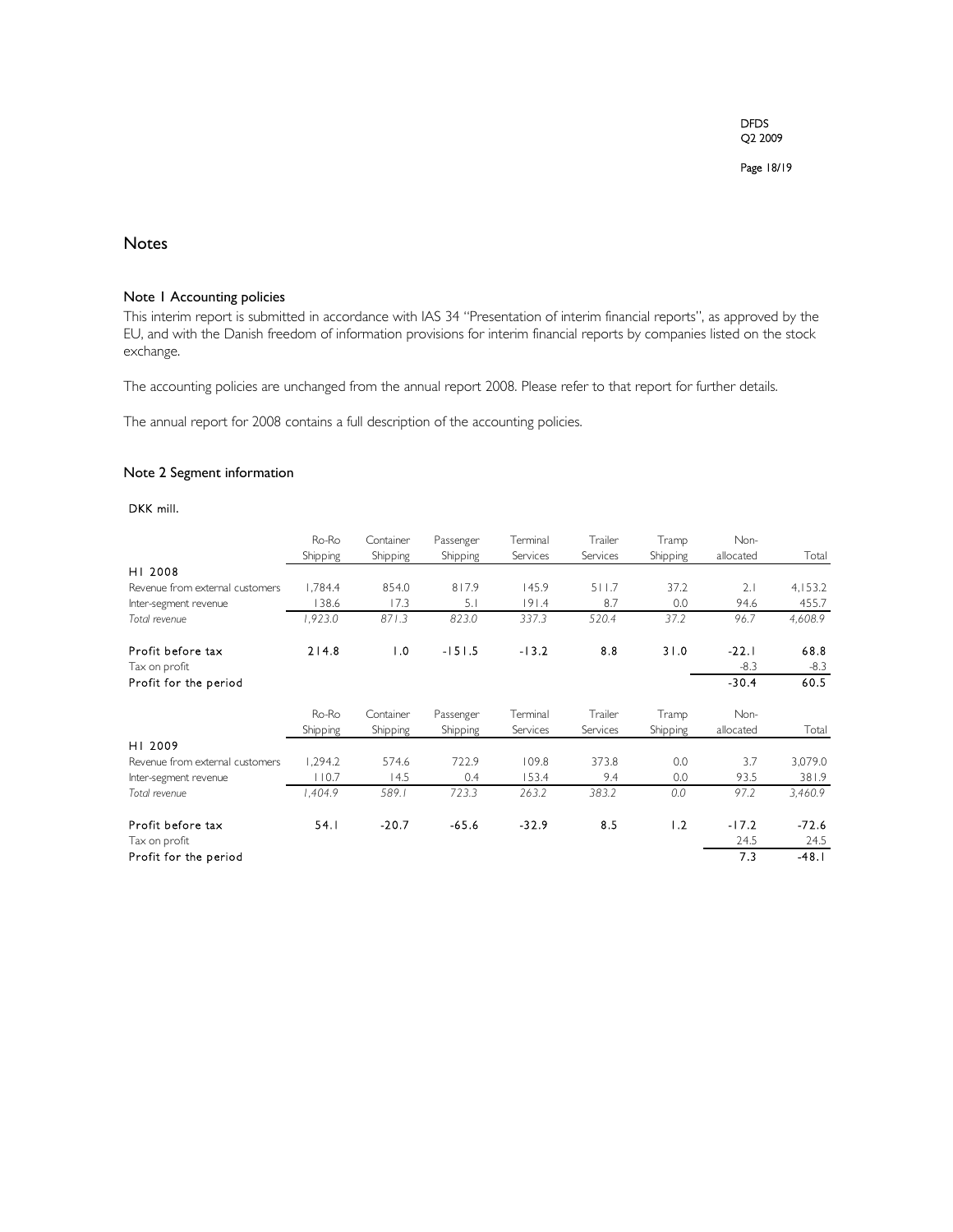## Notes

### Note 1 Accounting policies

This interim report is submitted in accordance with IAS 34 "Presentation of interim financial reports", as approved by the EU, and with the Danish freedom of information provisions for interim financial reports by companies listed on the stock exchange.

The accounting policies are unchanged from the annual report 2008. Please refer to that report for further details.

The annual report for 2008 contains a full description of the accounting policies.

### Note 2 Segment information

DKK mill.

| | Ro-Ro Shipping | Container Shipping | Passenger Shipping | Terminal Services | Trailer Services | Tramp Shipping | Non-allocated | Total |
|---|---|---|---|---|---|---|---|---|
| **H1 2008** | | | | | | | | |
| Revenue from external customers | 1,784.4 | 854.0 | 817.9 | 145.9 | 511.7 | 37.2 | 2.1 | 4,153.2 |
| Inter-segment revenue | 138.6 | 17.3 | 5.1 | 191.4 | 8.7 | 0.0 | 94.6 | 455.7 |
| *Total revenue* | *1,923.0* | *871.3* | *823.0* | *337.3* | *520.4* | *37.2* | *96.7* | *4,608.9* |
| Profit before tax | 214.8 | 1.0 | -151.5 | -13.2 | 8.8 | 31.0 | -22.1 | 68.8 |
| Tax on profit | | | | | | | -8.3 | -8.3 |
| Profit for the period | | | | | | | -30.4 | 60.5 |

| | Ro-Ro Shipping | Container Shipping | Passenger Shipping | Terminal Services | Trailer Services | Tramp Shipping | Non-allocated | Total |
|---|---|---|---|---|---|---|---|---|
| **H1 2009** | | | | | | | | |
| Revenue from external customers | 1,294.2 | 574.6 | 722.9 | 109.8 | 373.8 | 0.0 | 3.7 | 3,079.0 |
| Inter-segment revenue | 110.7 | 14.5 | 0.4 | 153.4 | 9.4 | 0.0 | 93.5 | 381.9 |
| *Total revenue* | *1,404.9* | *589.1* | *723.3* | *263.2* | *383.2* | *0.0* | *97.2* | *3,460.9* |
| Profit before tax | 54.1 | -20.7 | -65.6 | -32.9 | 8.5 | 1.2 | -17.2 | -72.6 |
| Tax on profit | | | | | | | 24.5 | 24.5 |
| Profit for the period | | | | | | | 7.3 | -48.1 |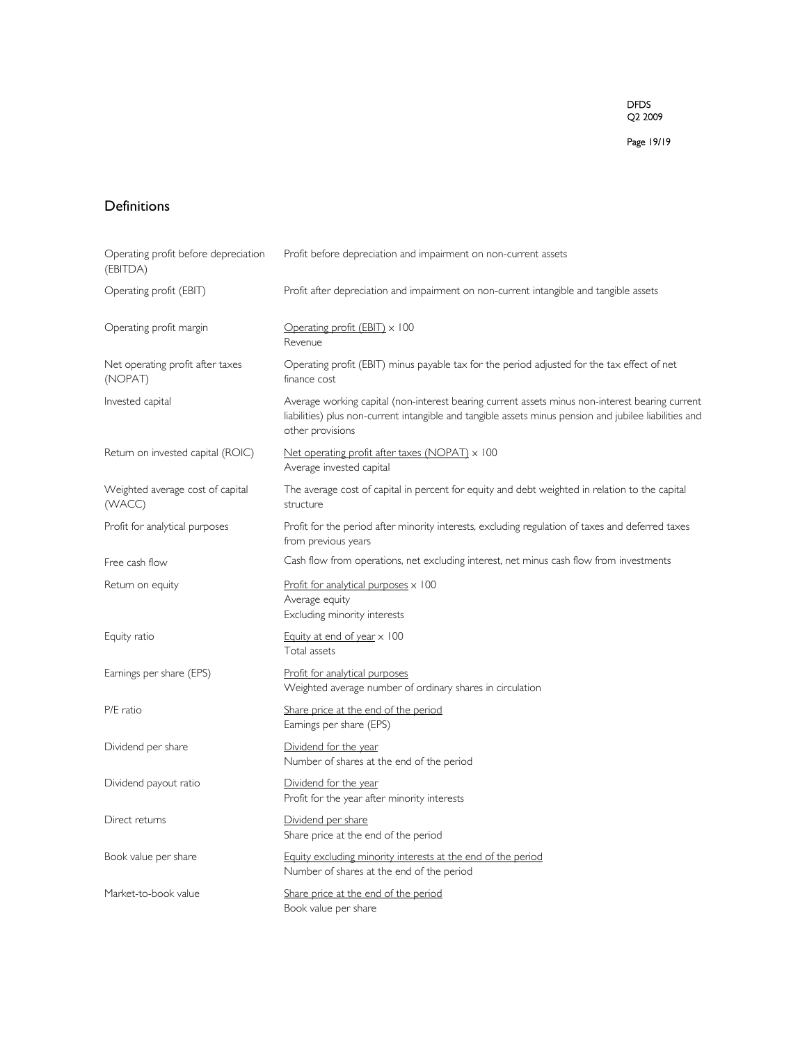## Definitions

| | |
|---|---|
| Operating profit before depreciation (EBITDA) | Profit before depreciation and impairment on non-current assets |
| Operating profit (EBIT) | Profit after depreciation and impairment on non-current intangible and tangible assets |
| Operating profit margin | Operating profit (EBIT) × 100 / Revenue |
| Net operating profit after taxes (NOPAT) | Operating profit (EBIT) minus payable tax for the period adjusted for the tax effect of net finance cost |
| Invested capital | Average working capital (non-interest bearing current assets minus non-interest bearing current liabilities) plus non-current intangible and tangible assets minus pension and jubilee liabilities and other provisions |
| Return on invested capital (ROIC) | Net operating profit after taxes (NOPAT) × 100 / Average invested capital |
| Weighted average cost of capital (WACC) | The average cost of capital in percent for equity and debt weighted in relation to the capital structure |
| Profit for analytical purposes | Profit for the period after minority interests, excluding regulation of taxes and deferred taxes from previous years |
| Free cash flow | Cash flow from operations, net excluding interest, net minus cash flow from investments |
| Return on equity | Profit for analytical purposes × 100 / Average equity Excluding minority interests |
| Equity ratio | Equity at end of year × 100 / Total assets |
| Earnings per share (EPS) | Profit for analytical purposes / Weighted average number of ordinary shares in circulation |
| P/E ratio | Share price at the end of the period / Earnings per share (EPS) |
| Dividend per share | Dividend for the year / Number of shares at the end of the period |
| Dividend payout ratio | Dividend for the year / Profit for the year after minority interests |
| Direct returns | Dividend per share / Share price at the end of the period |
| Book value per share | Equity excluding minority interests at the end of the period / Number of shares at the end of the period |
| Market-to-book value | Share price at the end of the period / Book value per share |